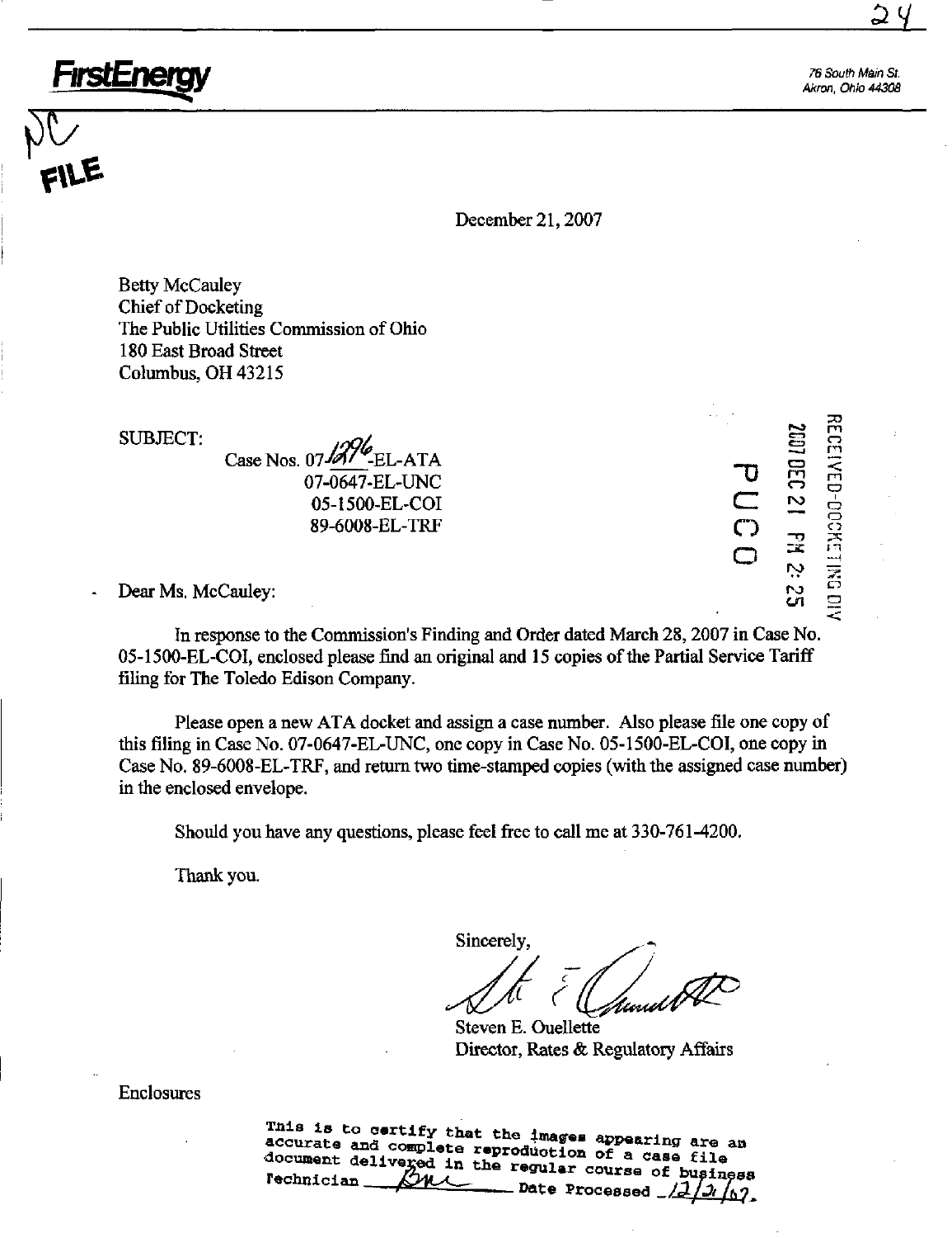**FirstEnergy**

76 South Main St.
Akron, Ohio 44308

NC
FILE

December 21, 2007

Betty McCauley
Chief of Docketing
The Public Utilities Commission of Ohio
180 East Broad Street
Columbus, OH 43215

SUBJECT:
Case Nos. 07-1296-EL-ATA
07-0647-EL-UNC
05-1500-EL-COI
89-6008-EL-TRF

RECEIVED-DOCKETING DIV
2007 DEC 21 PM 2:25
PUCO

Dear Ms. McCauley:

In response to the Commission's Finding and Order dated March 28, 2007 in Case No. 05-1500-EL-COI, enclosed please find an original and 15 copies of the Partial Service Tariff filing for The Toledo Edison Company.

Please open a new ATA docket and assign a case number. Also please file one copy of this filing in Case No. 07-0647-EL-UNC, one copy in Case No. 05-1500-EL-COI, one copy in Case No. 89-6008-EL-TRF, and return two time-stamped copies (with the assigned case number) in the enclosed envelope.

Should you have any questions, please feel free to call me at 330-761-4200.

Thank you.

Sincerely,

Steven E. Ouellette
Director, Rates & Regulatory Affairs

Enclosures

This is to certify that the images appearing are an accurate and complete reproduction of a case file document delivered in the regular course of business
Technician ________ Date Processed 12/21/07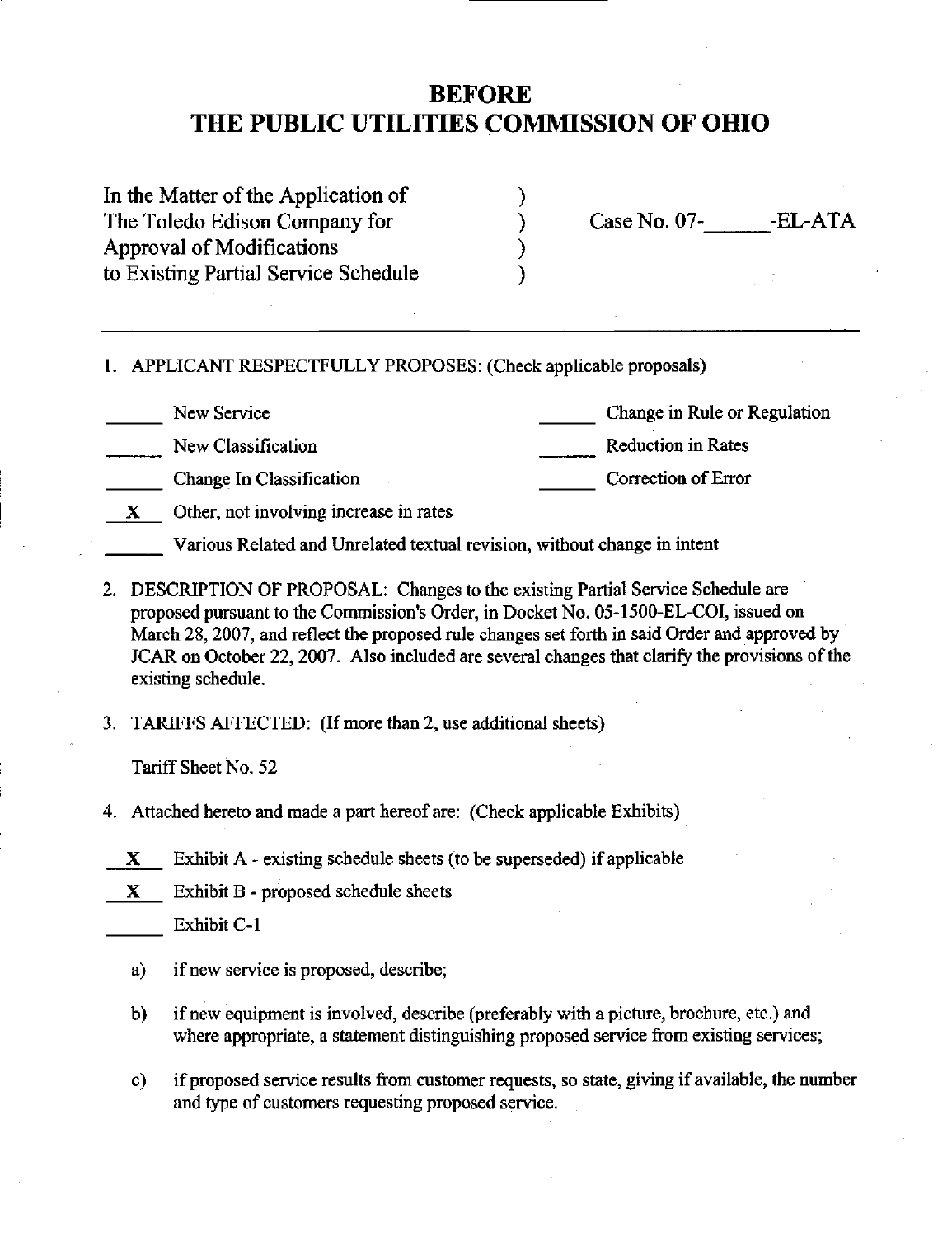# BEFORE
# THE PUBLIC UTILITIES COMMISSION OF OHIO

| | | |
|---|---|---|
| In the Matter of the Application of | ) | |
| The Toledo Edison Company for | ) | Case No. 07-\_\_\_\_\_\_-EL-ATA |
| Approval of Modifications | ) | |
| to Existing Partial Service Schedule | ) | |

---

1. APPLICANT RESPECTFULLY PROPOSES: (Check applicable proposals)

| | | | |
|---|---|---|---|
| \_\_\_\_\_\_ | New Service | \_\_\_\_\_\_ | Change in Rule or Regulation |
| \_\_\_\_\_\_ | New Classification | \_\_\_\_\_\_ | Reduction in Rates |
| \_\_\_\_\_\_ | Change In Classification | \_\_\_\_\_\_ | Correction of Error |
| X | Other, not involving increase in rates | | |
| \_\_\_\_\_\_ | Various Related and Unrelated textual revision, without change in intent | | |

2. DESCRIPTION OF PROPOSAL: Changes to the existing Partial Service Schedule are proposed pursuant to the Commission's Order, in Docket No. 05-1500-EL-COI, issued on March 28, 2007, and reflect the proposed rule changes set forth in said Order and approved by JCAR on October 22, 2007. Also included are several changes that clarify the provisions of the existing schedule.

3. TARIFFS AFFECTED: (If more than 2, use additional sheets)

   Tariff Sheet No. 52

4. Attached hereto and made a part hereof are: (Check applicable Exhibits)

   X Exhibit A - existing schedule sheets (to be superseded) if applicable

   X Exhibit B - proposed schedule sheets

   \_\_\_\_\_\_ Exhibit C-1

   a) if new service is proposed, describe;

   b) if new equipment is involved, describe (preferably with a picture, brochure, etc.) and where appropriate, a statement distinguishing proposed service from existing services;

   c) if proposed service results from customer requests, so state, giving if available, the number and type of customers requesting proposed service.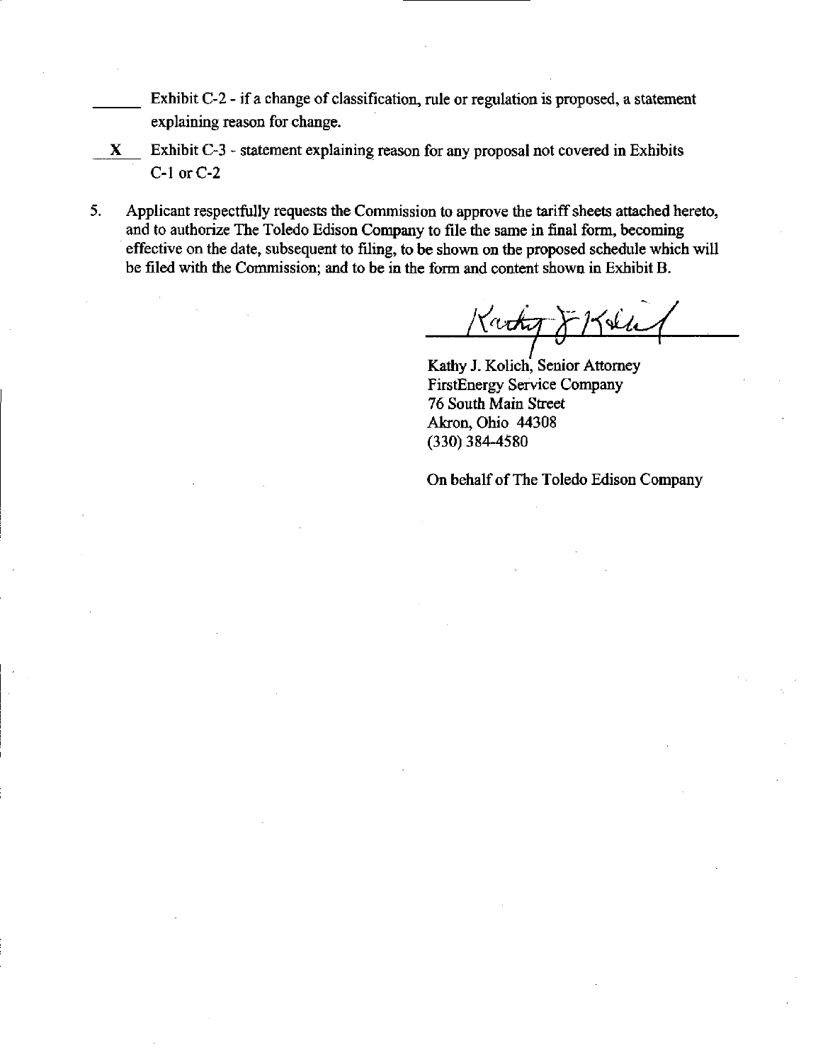_____ Exhibit C-2 - if a change of classification, rule or regulation is proposed, a statement explaining reason for change.

__X__ Exhibit C-3 - statement explaining reason for any proposal not covered in Exhibits C-1 or C-2

5. Applicant respectfully requests the Commission to approve the tariff sheets attached hereto, and to authorize The Toledo Edison Company to file the same in final form, becoming effective on the date, subsequent to filing, to be shown on the proposed schedule which will be filed with the Commission; and to be in the form and content shown in Exhibit B.

Kathy J. Kolich, Senior Attorney
FirstEnergy Service Company
76 South Main Street
Akron, Ohio 44308
(330) 384-4580

On behalf of The Toledo Edison Company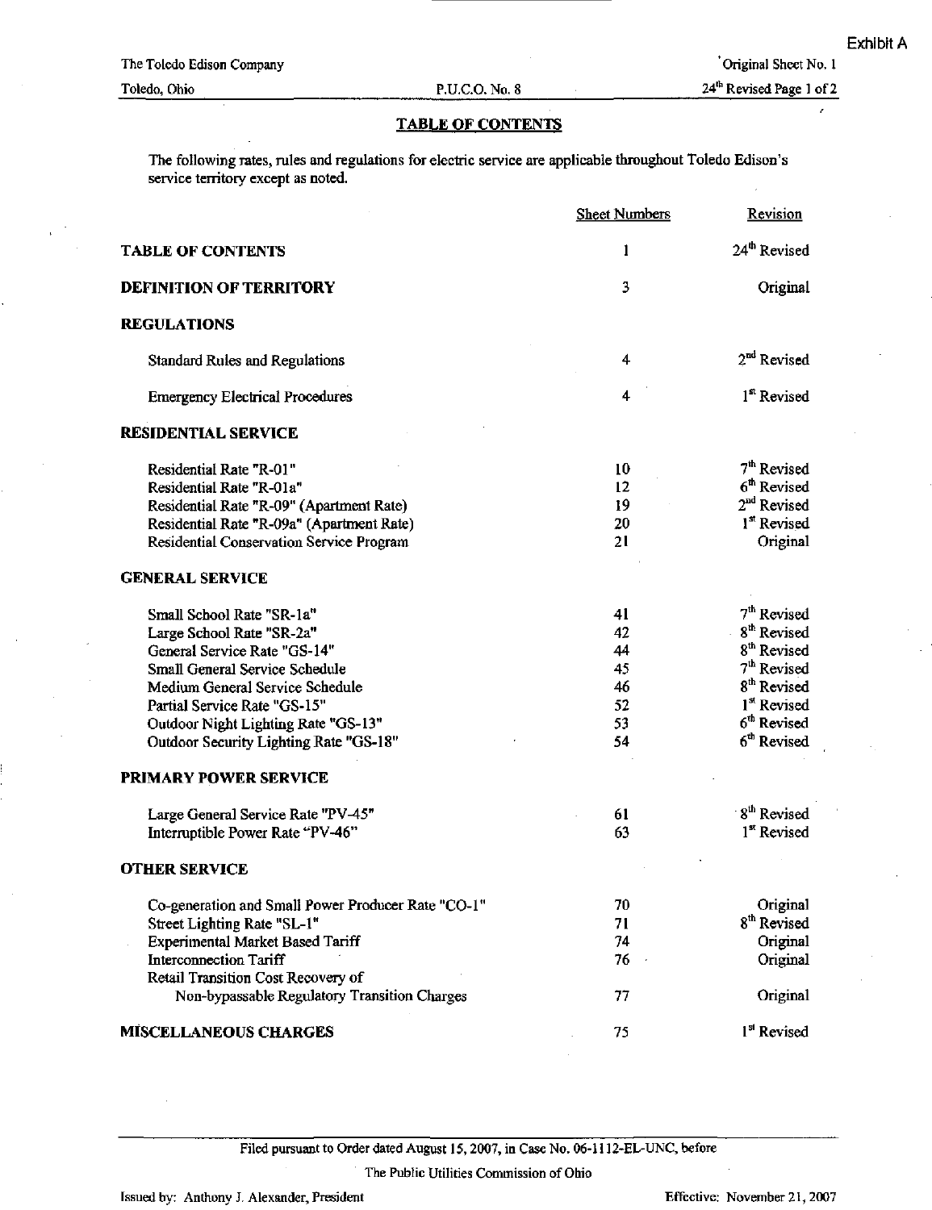Exhibit A

The Toledo Edison Company

Toledo, Ohio

P.U.C.O. No. 8

Original Sheet No. 1

24th Revised Page 1 of 2

## TABLE OF CONTENTS

The following rates, rules and regulations for electric service are applicable throughout Toledo Edison's service territory except as noted.

| | Sheet Numbers | Revision |
|---|---|---|
| **TABLE OF CONTENTS** | 1 | 24th Revised |
| **DEFINITION OF TERRITORY** | 3 | Original |
| **REGULATIONS** | | |
| Standard Rules and Regulations | 4 | 2nd Revised |
| Emergency Electrical Procedures | 4 | 1st Revised |
| **RESIDENTIAL SERVICE** | | |
| Residential Rate "R-01" | 10 | 7th Revised |
| Residential Rate "R-01a" | 12 | 6th Revised |
| Residential Rate "R-09" (Apartment Rate) | 19 | 2nd Revised |
| Residential Rate "R-09a" (Apartment Rate) | 20 | 1st Revised |
| Residential Conservation Service Program | 21 | Original |
| **GENERAL SERVICE** | | |
| Small School Rate "SR-1a" | 41 | 7th Revised |
| Large School Rate "SR-2a" | 42 | 8th Revised |
| General Service Rate "GS-14" | 44 | 8th Revised |
| Small General Service Schedule | 45 | 7th Revised |
| Medium General Service Schedule | 46 | 8th Revised |
| Partial Service Rate "GS-15" | 52 | 1st Revised |
| Outdoor Night Lighting Rate "GS-13" | 53 | 6th Revised |
| Outdoor Security Lighting Rate "GS-18" | 54 | 6th Revised |
| **PRIMARY POWER SERVICE** | | |
| Large General Service Rate "PV-45" | 61 | 8th Revised |
| Interruptible Power Rate "PV-46" | 63 | 1st Revised |
| **OTHER SERVICE** | | |
| Co-generation and Small Power Producer Rate "CO-1" | 70 | Original |
| Street Lighting Rate "SL-1" | 71 | 8th Revised |
| Experimental Market Based Tariff | 74 | Original |
| Interconnection Tariff | 76 | Original |
| Retail Transition Cost Recovery of Non-bypassable Regulatory Transition Charges | 77 | Original |
| **MISCELLANEOUS CHARGES** | 75 | 1st Revised |

Filed pursuant to Order dated August 15, 2007, in Case No. 06-1112-EL-UNC, before

The Public Utilities Commission of Ohio

Issued by: Anthony J. Alexander, President

Effective: November 21, 2007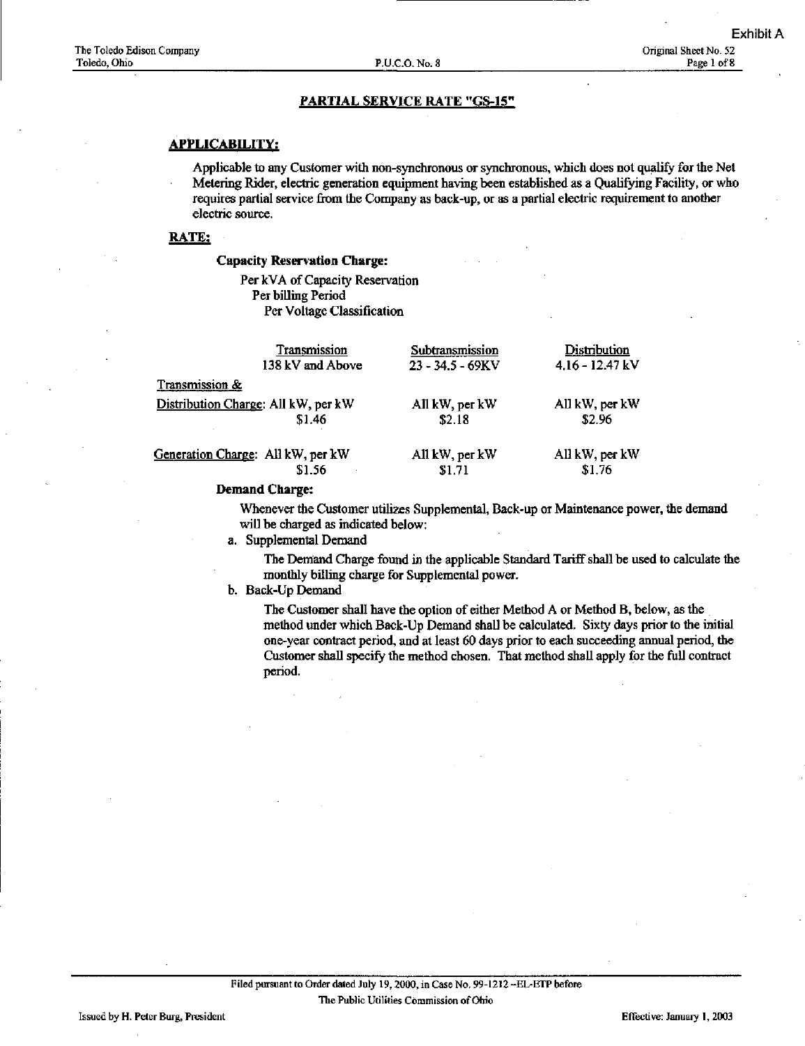Exhibit A

## PARTIAL SERVICE RATE "GS-15"

### APPLICABILITY:

Applicable to any Customer with non-synchronous or synchronous, which does not qualify for the Net Metering Rider, electric generation equipment having been established as a Qualifying Facility, or who requires partial service from the Company as back-up, or as a partial electric requirement to another electric source.

### RATE:

**Capacity Reservation Charge:**

Per kVA of Capacity Reservation
Per billing Period
Per Voltage Classification

| | Transmission 138 kV and Above | Subtransmission 23 - 34.5 - 69KV | Distribution 4.16 - 12.47 kV |
|---|---|---|---|
| Transmission & Distribution Charge: | All kW, per kW $1.46 | All kW, per kW $2.18 | All kW, per kW $2.96 |
| Generation Charge: | All kW, per kW $1.56 | All kW, per kW $1.71 | All kW, per kW $1.76 |

**Demand Charge:**

Whenever the Customer utilizes Supplemental, Back-up or Maintenance power, the demand will be charged as indicated below:

a. Supplemental Demand

   The Demand Charge found in the applicable Standard Tariff shall be used to calculate the monthly billing charge for Supplemental power.

b. Back-Up Demand

   The Customer shall have the option of either Method A or Method B, below, as the method under which Back-Up Demand shall be calculated. Sixty days prior to the initial one-year contract period, and at least 60 days prior to each succeeding annual period, the Customer shall specify the method chosen. That method shall apply for the full contract period.

Filed pursuant to Order dated July 19, 2000, in Case No. 99-1212 -EL-ETP before The Public Utilities Commission of Ohio

Issued by H. Peter Burg, President

Effective: January 1, 2003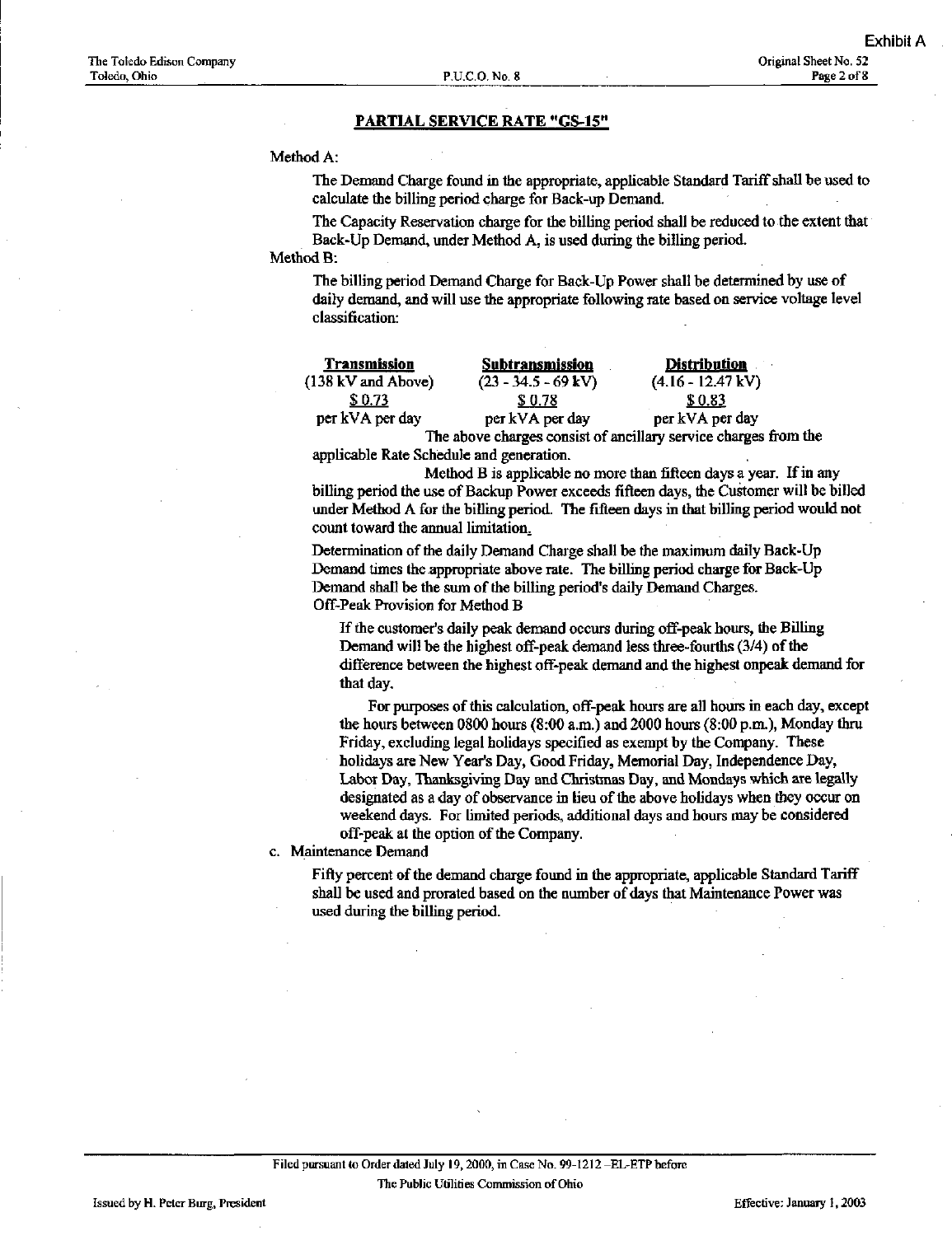## PARTIAL SERVICE RATE "GS-15"

Method A:

The Demand Charge found in the appropriate, applicable Standard Tariff shall be used to calculate the billing period charge for Back-up Demand.

The Capacity Reservation charge for the billing period shall be reduced to the extent that Back-Up Demand, under Method A, is used during the billing period.

Method B:

The billing period Demand Charge for Back-Up Power shall be determined by use of daily demand, and will use the appropriate following rate based on service voltage level classification:

| Transmission | Subtransmission | Distribution |
|---|---|---|
| (138 kV and Above) | (23 - 34.5 - 69 kV) | (4.16 - 12.47 kV) |
| $ 0.73 | $ 0.78 | $ 0.83 |
| per kVA per day | per kVA per day | per kVA per day |

The above charges consist of ancillary service charges from the applicable Rate Schedule and generation.

Method B is applicable no more than fifteen days a year. If in any billing period the use of Backup Power exceeds fifteen days, the Customer will be billed under Method A for the billing period. The fifteen days in that billing period would not count toward the annual limitation.

Determination of the daily Demand Charge shall be the maximum daily Back-Up Demand times the appropriate above rate. The billing period charge for Back-Up Demand shall be the sum of the billing period's daily Demand Charges.

Off-Peak Provision for Method B

If the customer's daily peak demand occurs during off-peak hours, the Billing Demand will be the highest off-peak demand less three-fourths (3/4) of the difference between the highest off-peak demand and the highest onpeak demand for that day.

For purposes of this calculation, off-peak hours are all hours in each day, except the hours between 0800 hours (8:00 a.m.) and 2000 hours (8:00 p.m.), Monday thru Friday, excluding legal holidays specified as exempt by the Company. These holidays are New Year's Day, Good Friday, Memorial Day, Independence Day, Labor Day, Thanksgiving Day and Christmas Day, and Mondays which are legally designated as a day of observance in lieu of the above holidays when they occur on weekend days. For limited periods, additional days and hours may be considered off-peak at the option of the Company.

c. Maintenance Demand

Fifty percent of the demand charge found in the appropriate, applicable Standard Tariff shall be used and prorated based on the number of days that Maintenance Power was used during the billing period.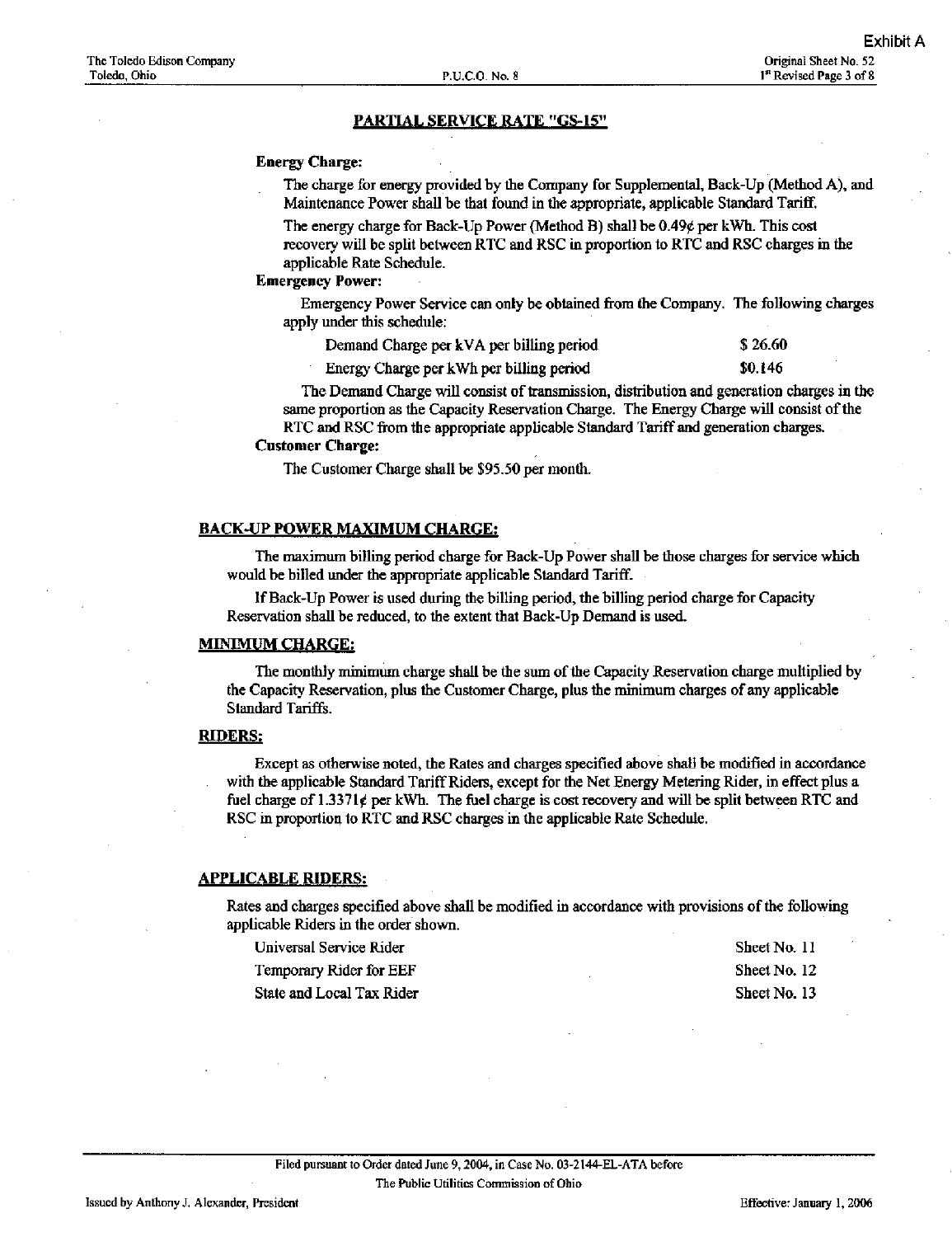## PARTIAL SERVICE RATE "GS-15"

**Energy Charge:**

The charge for energy provided by the Company for Supplemental, Back-Up (Method A), and Maintenance Power shall be that found in the appropriate, applicable Standard Tariff.

The energy charge for Back-Up Power (Method B) shall be 0.49¢ per kWh. This cost recovery will be split between RTC and RSC in proportion to RTC and RSC charges in the applicable Rate Schedule.

**Emergency Power:**

Emergency Power Service can only be obtained from the Company. The following charges apply under this schedule:

| | |
|---|---|
| Demand Charge per kVA per billing period | $ 26.60 |
| Energy Charge per kWh per billing period | $0.146 |

The Demand Charge will consist of transmission, distribution and generation charges in the same proportion as the Capacity Reservation Charge. The Energy Charge will consist of the RTC and RSC from the appropriate applicable Standard Tariff and generation charges.

**Customer Charge:**

The Customer Charge shall be $95.50 per month.

### BACK-UP POWER MAXIMUM CHARGE:

The maximum billing period charge for Back-Up Power shall be those charges for service which would be billed under the appropriate applicable Standard Tariff.

If Back-Up Power is used during the billing period, the billing period charge for Capacity Reservation shall be reduced, to the extent that Back-Up Demand is used.

### MINIMUM CHARGE:

The monthly minimum charge shall be the sum of the Capacity Reservation charge multiplied by the Capacity Reservation, plus the Customer Charge, plus the minimum charges of any applicable Standard Tariffs.

### RIDERS:

Except as otherwise noted, the Rates and charges specified above shall be modified in accordance with the applicable Standard Tariff Riders, except for the Net Energy Metering Rider, in effect plus a fuel charge of 1.3371¢ per kWh. The fuel charge is cost recovery and will be split between RTC and RSC in proportion to RTC and RSC charges in the applicable Rate Schedule.

### APPLICABLE RIDERS:

Rates and charges specified above shall be modified in accordance with provisions of the following applicable Riders in the order shown.

| | |
|---|---|
| Universal Service Rider | Sheet No. 11 |
| Temporary Rider for EEF | Sheet No. 12 |
| State and Local Tax Rider | Sheet No. 13 |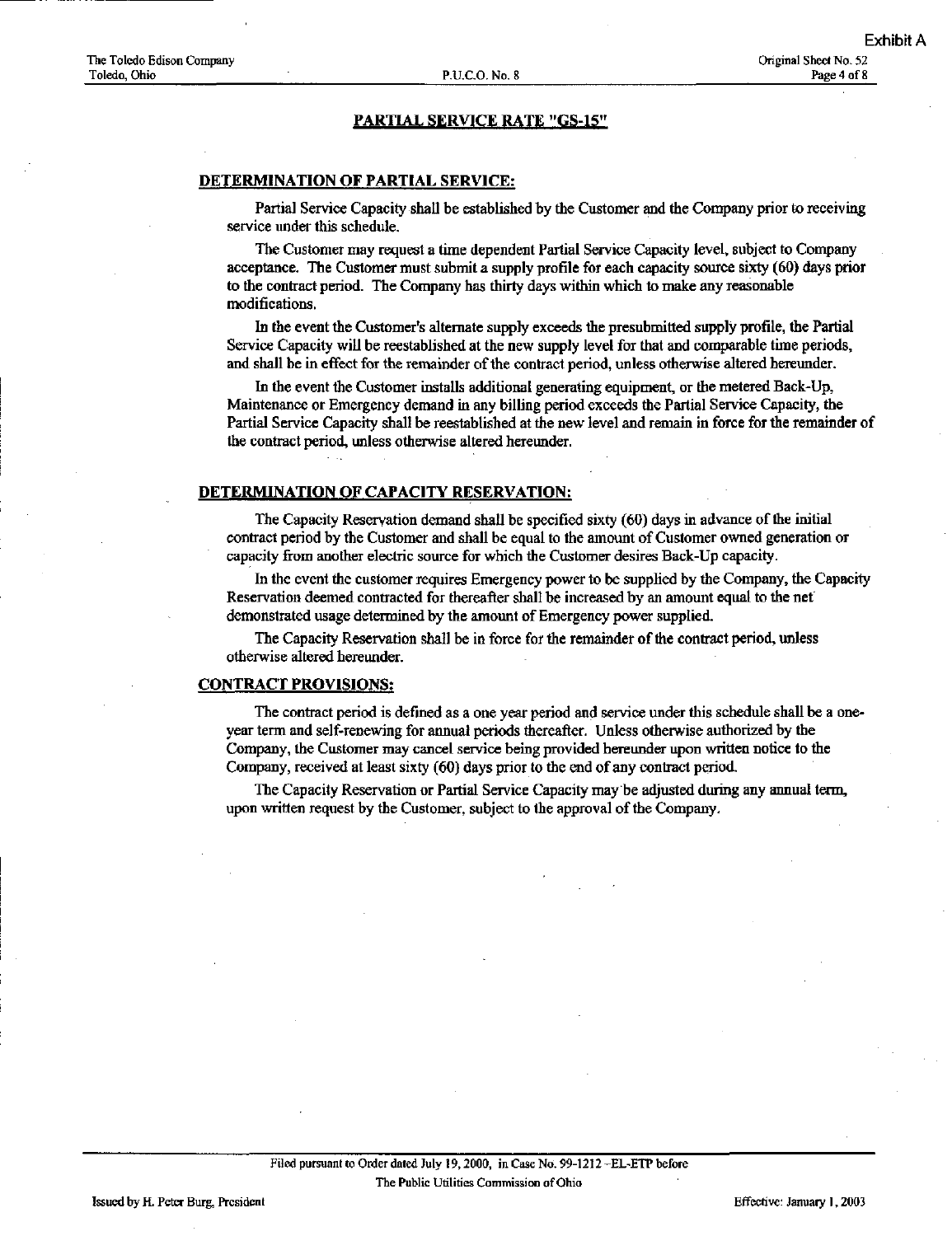## PARTIAL SERVICE RATE "GS-15"

### DETERMINATION OF PARTIAL SERVICE:

Partial Service Capacity shall be established by the Customer and the Company prior to receiving service under this schedule.

The Customer may request a time dependent Partial Service Capacity level, subject to Company acceptance. The Customer must submit a supply profile for each capacity source sixty (60) days prior to the contract period. The Company has thirty days within which to make any reasonable modifications.

In the event the Customer's alternate supply exceeds the presubmitted supply profile, the Partial Service Capacity will be reestablished at the new supply level for that and comparable time periods, and shall be in effect for the remainder of the contract period, unless otherwise altered hereunder.

In the event the Customer installs additional generating equipment, or the metered Back-Up, Maintenance or Emergency demand in any billing period exceeds the Partial Service Capacity, the Partial Service Capacity shall be reestablished at the new level and remain in force for the remainder of the contract period, unless otherwise altered hereunder.

### DETERMINATION OF CAPACITY RESERVATION:

The Capacity Reservation demand shall be specified sixty (60) days in advance of the initial contract period by the Customer and shall be equal to the amount of Customer owned generation or capacity from another electric source for which the Customer desires Back-Up capacity.

In the event the customer requires Emergency power to be supplied by the Company, the Capacity Reservation deemed contracted for thereafter shall be increased by an amount equal to the net demonstrated usage determined by the amount of Emergency power supplied.

The Capacity Reservation shall be in force for the remainder of the contract period, unless otherwise altered hereunder.

### CONTRACT PROVISIONS:

The contract period is defined as a one year period and service under this schedule shall be a one-year term and self-renewing for annual periods thereafter. Unless otherwise authorized by the Company, the Customer may cancel service being provided hereunder upon written notice to the Company, received at least sixty (60) days prior to the end of any contract period.

The Capacity Reservation or Partial Service Capacity may be adjusted during any annual term, upon written request by the Customer, subject to the approval of the Company.

Filed pursuant to Order dated July 19, 2000, in Case No. 99-1212-EL-ETP before The Public Utilities Commission of Ohio

Issued by H. Peter Burg, President

Effective: January 1, 2003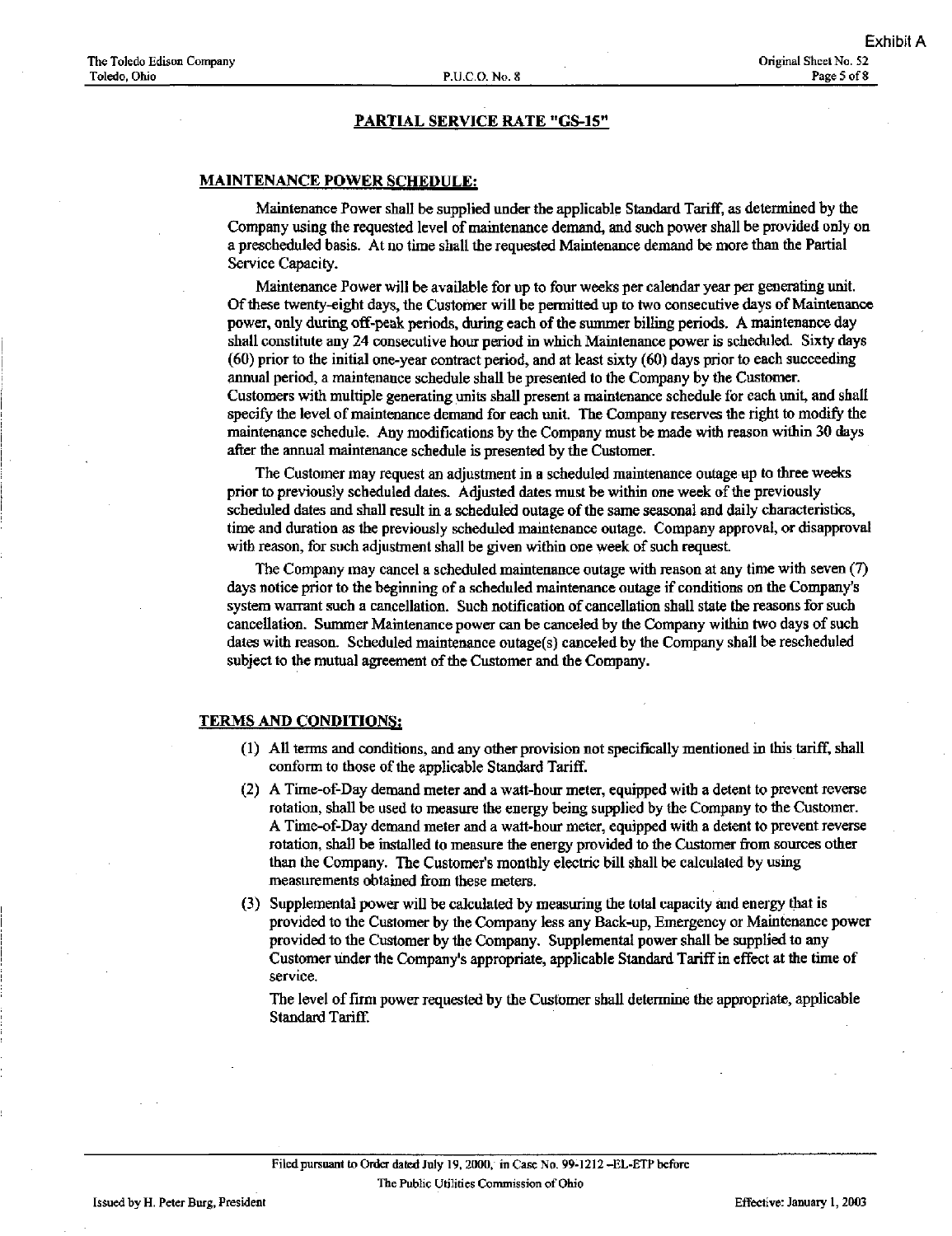## PARTIAL SERVICE RATE "GS-15"

### MAINTENANCE POWER SCHEDULE:

Maintenance Power shall be supplied under the applicable Standard Tariff, as determined by the Company using the requested level of maintenance demand, and such power shall be provided only on a prescheduled basis. At no time shall the requested Maintenance demand be more than the Partial Service Capacity.

Maintenance Power will be available for up to four weeks per calendar year per generating unit. Of these twenty-eight days, the Customer will be permitted up to two consecutive days of Maintenance power, only during off-peak periods, during each of the summer billing periods. A maintenance day shall constitute any 24 consecutive hour period in which Maintenance power is scheduled. Sixty days (60) prior to the initial one-year contract period, and at least sixty (60) days prior to each succeeding annual period, a maintenance schedule shall be presented to the Company by the Customer. Customers with multiple generating units shall present a maintenance schedule for each unit, and shall specify the level of maintenance demand for each unit. The Company reserves the right to modify the maintenance schedule. Any modifications by the Company must be made with reason within 30 days after the annual maintenance schedule is presented by the Customer.

The Customer may request an adjustment in a scheduled maintenance outage up to three weeks prior to previously scheduled dates. Adjusted dates must be within one week of the previously scheduled dates and shall result in a scheduled outage of the same seasonal and daily characteristics, time and duration as the previously scheduled maintenance outage. Company approval, or disapproval with reason, for such adjustment shall be given within one week of such request.

The Company may cancel a scheduled maintenance outage with reason at any time with seven (7) days notice prior to the beginning of a scheduled maintenance outage if conditions on the Company's system warrant such a cancellation. Such notification of cancellation shall state the reasons for such cancellation. Summer Maintenance power can be canceled by the Company within two days of such dates with reason. Scheduled maintenance outage(s) canceled by the Company shall be rescheduled subject to the mutual agreement of the Customer and the Company.

### TERMS AND CONDITIONS:

(1) All terms and conditions, and any other provision not specifically mentioned in this tariff, shall conform to those of the applicable Standard Tariff.

(2) A Time-of-Day demand meter and a watt-hour meter, equipped with a detent to prevent reverse rotation, shall be used to measure the energy being supplied by the Company to the Customer. A Time-of-Day demand meter and a watt-hour meter, equipped with a detent to prevent reverse rotation, shall be installed to measure the energy provided to the Customer from sources other than the Company. The Customer's monthly electric bill shall be calculated by using measurements obtained from these meters.

(3) Supplemental power will be calculated by measuring the total capacity and energy that is provided to the Customer by the Company less any Back-up, Emergency or Maintenance power provided to the Customer by the Company. Supplemental power shall be supplied to any Customer under the Company's appropriate, applicable Standard Tariff in effect at the time of service.

The level of firm power requested by the Customer shall determine the appropriate, applicable Standard Tariff.

Filed pursuant to Order dated July 19, 2000, in Case No. 99-1212-EL-ETP before The Public Utilities Commission of Ohio

Issued by H. Peter Burg, President

Effective: January 1, 2003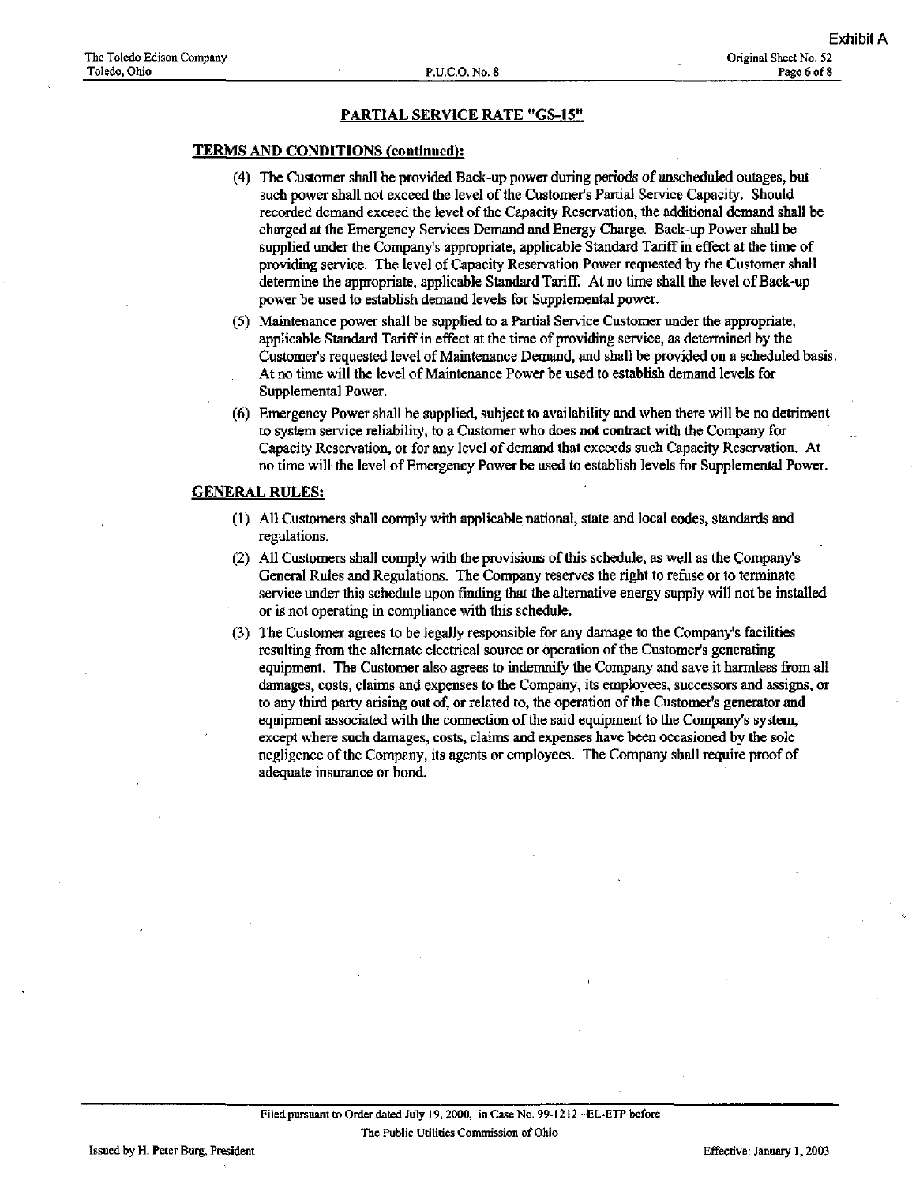## PARTIAL SERVICE RATE "GS-15"

### TERMS AND CONDITIONS (continued):

(4) The Customer shall be provided Back-up power during periods of unscheduled outages, but such power shall not exceed the level of the Customer's Partial Service Capacity. Should recorded demand exceed the level of the Capacity Reservation, the additional demand shall be charged at the Emergency Services Demand and Energy Charge. Back-up Power shall be supplied under the Company's appropriate, applicable Standard Tariff in effect at the time of providing service. The level of Capacity Reservation Power requested by the Customer shall determine the appropriate, applicable Standard Tariff. At no time shall the level of Back-up power be used to establish demand levels for Supplemental power.

(5) Maintenance power shall be supplied to a Partial Service Customer under the appropriate, applicable Standard Tariff in effect at the time of providing service, as determined by the Customer's requested level of Maintenance Demand, and shall be provided on a scheduled basis. At no time will the level of Maintenance Power be used to establish demand levels for Supplemental Power.

(6) Emergency Power shall be supplied, subject to availability and when there will be no detriment to system service reliability, to a Customer who does not contract with the Company for Capacity Reservation, or for any level of demand that exceeds such Capacity Reservation. At no time will the level of Emergency Power be used to establish levels for Supplemental Power.

### GENERAL RULES:

(1) All Customers shall comply with applicable national, state and local codes, standards and regulations.

(2) All Customers shall comply with the provisions of this schedule, as well as the Company's General Rules and Regulations. The Company reserves the right to refuse or to terminate service under this schedule upon finding that the alternative energy supply will not be installed or is not operating in compliance with this schedule.

(3) The Customer agrees to be legally responsible for any damage to the Company's facilities resulting from the alternate electrical source or operation of the Customer's generating equipment. The Customer also agrees to indemnify the Company and save it harmless from all damages, costs, claims and expenses to the Company, its employees, successors and assigns, or to any third party arising out of, or related to, the operation of the Customer's generator and equipment associated with the connection of the said equipment to the Company's system, except where such damages, costs, claims and expenses have been occasioned by the sole negligence of the Company, its agents or employees. The Company shall require proof of adequate insurance or bond.

Filed pursuant to Order dated July 19, 2000, in Case No. 99-1212-EL-ETP before The Public Utilities Commission of Ohio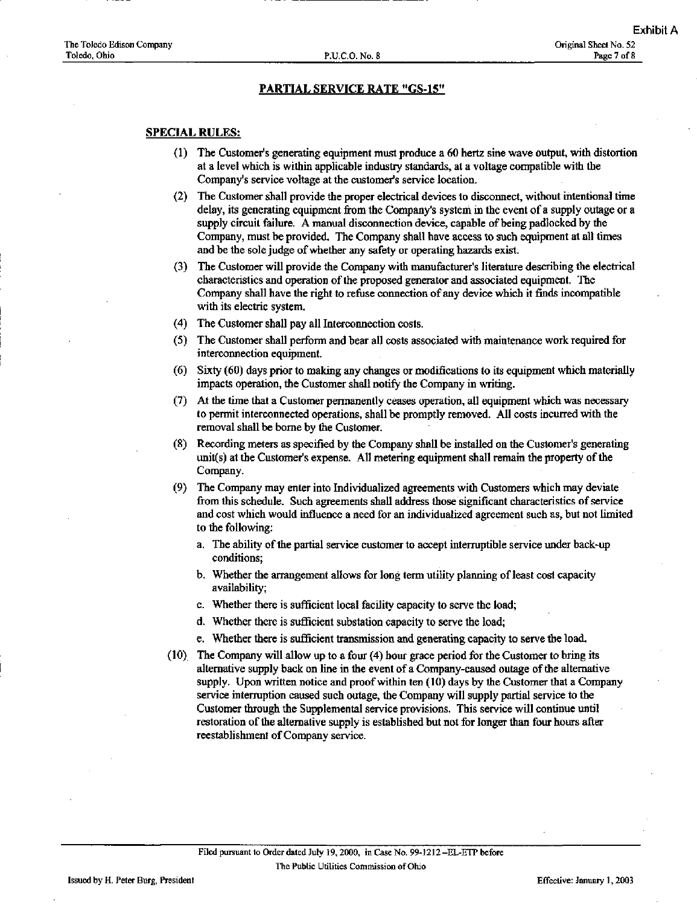## PARTIAL SERVICE RATE "GS-15"

### SPECIAL RULES:

(1) The Customer's generating equipment must produce a 60 hertz sine wave output, with distortion at a level which is within applicable industry standards, at a voltage compatible with the Company's service voltage at the customer's service location.

(2) The Customer shall provide the proper electrical devices to disconnect, without intentional time delay, its generating equipment from the Company's system in the event of a supply outage or a supply circuit failure. A manual disconnection device, capable of being padlocked by the Company, must be provided. The Company shall have access to such equipment at all times and be the sole judge of whether any safety or operating hazards exist.

(3) The Customer will provide the Company with manufacturer's literature describing the electrical characteristics and operation of the proposed generator and associated equipment. The Company shall have the right to refuse connection of any device which it finds incompatible with its electric system.

(4) The Customer shall pay all Interconnection costs.

(5) The Customer shall perform and bear all costs associated with maintenance work required for interconnection equipment.

(6) Sixty (60) days prior to making any changes or modifications to its equipment which materially impacts operation, the Customer shall notify the Company in writing.

(7) At the time that a Customer permanently ceases operation, all equipment which was necessary to permit interconnected operations, shall be promptly removed. All costs incurred with the removal shall be borne by the Customer.

(8) Recording meters as specified by the Company shall be installed on the Customer's generating unit(s) at the Customer's expense. All metering equipment shall remain the property of the Company.

(9) The Company may enter into Individualized agreements with Customers which may deviate from this schedule. Such agreements shall address those significant characteristics of service and cost which would influence a need for an individualized agreement such as, but not limited to the following:

   a. The ability of the partial service customer to accept interruptible service under back-up conditions;
   b. Whether the arrangement allows for long term utility planning of least cost capacity availability;
   c. Whether there is sufficient local facility capacity to serve the load;
   d. Whether there is sufficient substation capacity to serve the load;
   e. Whether there is sufficient transmission and generating capacity to serve the load.

(10) The Company will allow up to a four (4) hour grace period for the Customer to bring its alternative supply back on line in the event of a Company-caused outage of the alternative supply. Upon written notice and proof within ten (10) days by the Customer that a Company service interruption caused such outage, the Company will supply partial service to the Customer through the Supplemental service provisions. This service will continue until restoration of the alternative supply is established but not for longer than four hours after reestablishment of Company service.

Filed pursuant to Order dated July 19, 2000, in Case No. 99-1212-EL-ETP before The Public Utilities Commission of Ohio

Issued by H. Peter Burg, President

Effective: January 1, 2003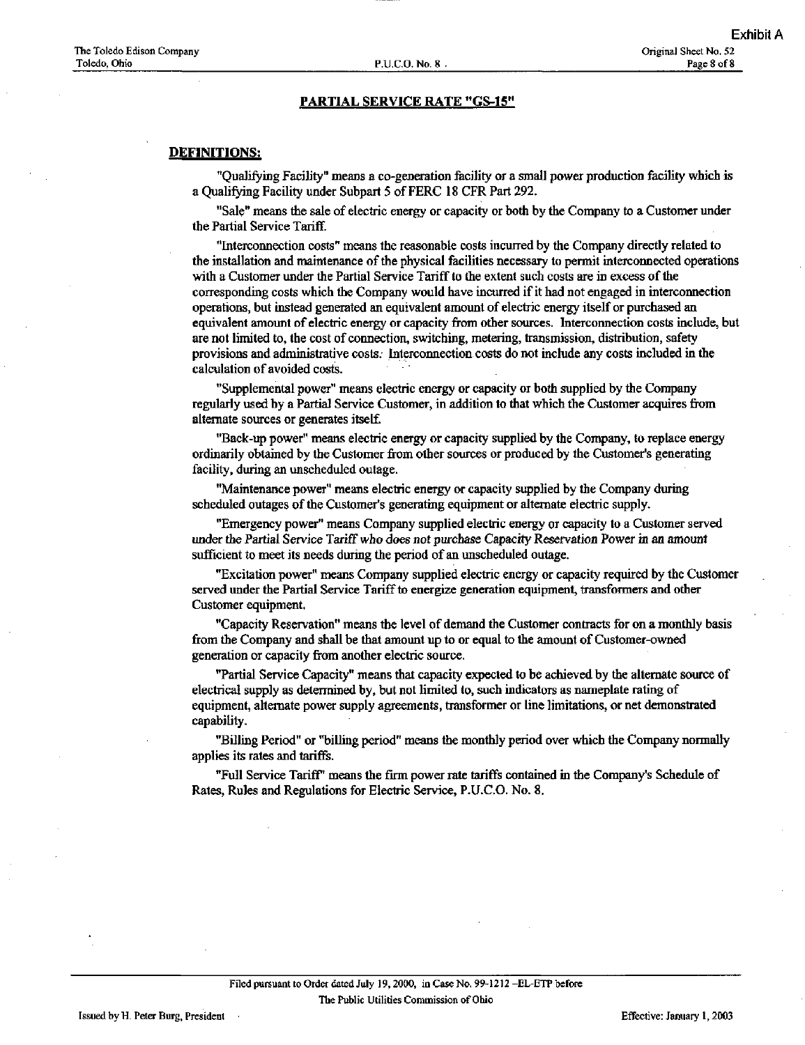## PARTIAL SERVICE RATE "GS-15"

### DEFINITIONS:

"Qualifying Facility" means a co-generation facility or a small power production facility which is a Qualifying Facility under Subpart 5 of FERC 18 CFR Part 292.

"Sale" means the sale of electric energy or capacity or both by the Company to a Customer under the Partial Service Tariff.

"Interconnection costs" means the reasonable costs incurred by the Company directly related to the installation and maintenance of the physical facilities necessary to permit interconnected operations with a Customer under the Partial Service Tariff to the extent such costs are in excess of the corresponding costs which the Company would have incurred if it had not engaged in interconnection operations, but instead generated an equivalent amount of electric energy itself or purchased an equivalent amount of electric energy or capacity from other sources. Interconnection costs include, but are not limited to, the cost of connection, switching, metering, transmission, distribution, safety provisions and administrative costs. Interconnection costs do not include any costs included in the calculation of avoided costs.

"Supplemental power" means electric energy or capacity or both supplied by the Company regularly used by a Partial Service Customer, in addition to that which the Customer acquires from alternate sources or generates itself.

"Back-up power" means electric energy or capacity supplied by the Company, to replace energy ordinarily obtained by the Customer from other sources or produced by the Customer's generating facility, during an unscheduled outage.

"Maintenance power" means electric energy or capacity supplied by the Company during scheduled outages of the Customer's generating equipment or alternate electric supply.

"Emergency power" means Company supplied electric energy or capacity to a Customer served under the Partial Service Tariff who does not purchase Capacity Reservation Power in an amount sufficient to meet its needs during the period of an unscheduled outage.

"Excitation power" means Company supplied electric energy or capacity required by the Customer served under the Partial Service Tariff to energize generation equipment, transformers and other Customer equipment.

"Capacity Reservation" means the level of demand the Customer contracts for on a monthly basis from the Company and shall be that amount up to or equal to the amount of Customer-owned generation or capacity from another electric source.

"Partial Service Capacity" means that capacity expected to be achieved by the alternate source of electrical supply as determined by, but not limited to, such indicators as nameplate rating of equipment, alternate power supply agreements, transformer or line limitations, or net demonstrated capability.

"Billing Period" or "billing period" means the monthly period over which the Company normally applies its rates and tariffs.

"Full Service Tariff" means the firm power rate tariffs contained in the Company's Schedule of Rates, Rules and Regulations for Electric Service, P.U.C.O. No. 8.

Filed pursuant to Order dated July 19, 2000, in Case No. 99-1212 -EL-ETP before The Public Utilities Commission of Ohio

Issued by H. Peter Burg, President

Effective: January 1, 2003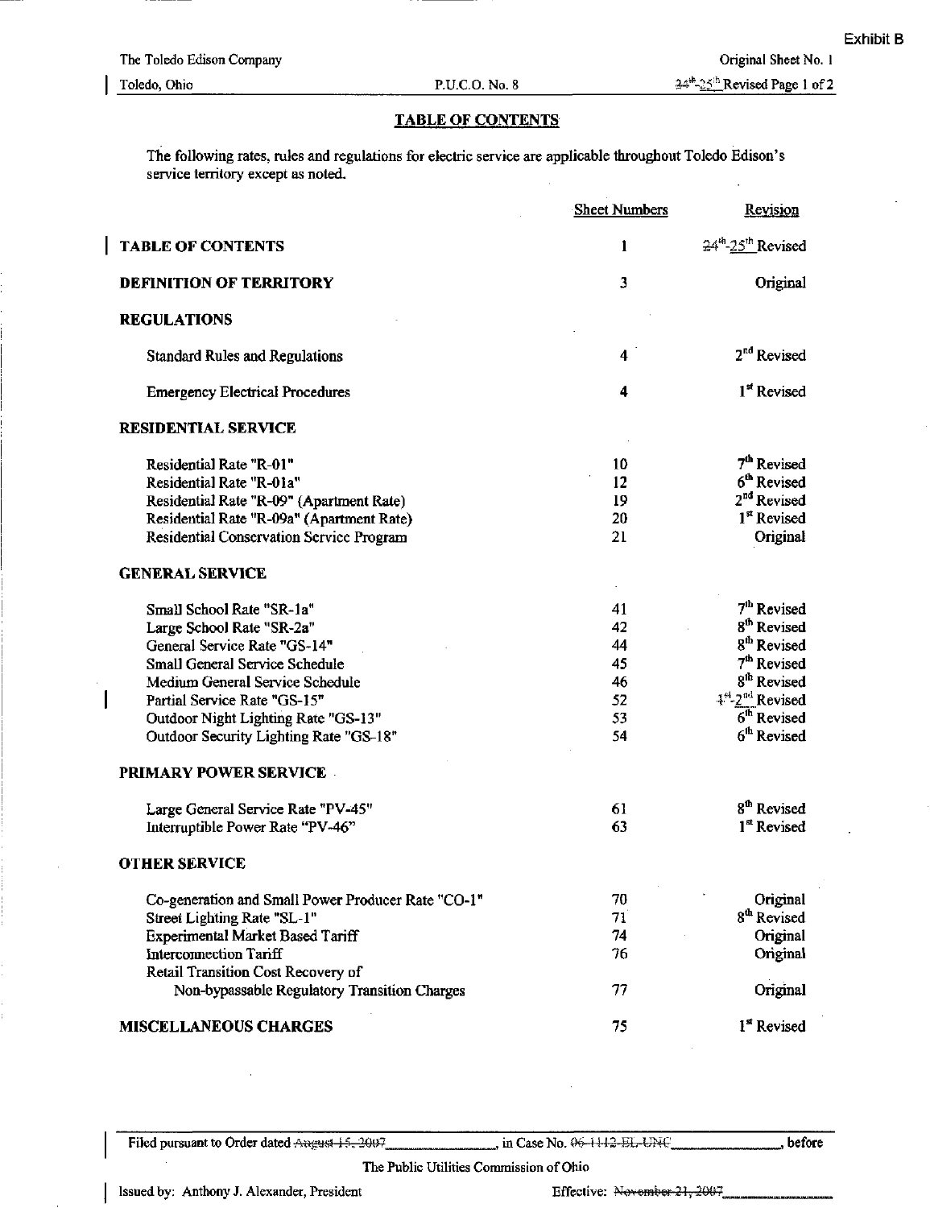Exhibit B

The Toledo Edison Company — Original Sheet No. 1

Toledo, Ohio — P.U.C.O. No. 8 — ~~24th~~ 25th Revised Page 1 of 2

## TABLE OF CONTENTS

The following rates, rules and regulations for electric service are applicable throughout Toledo Edison's service territory except as noted.

| | Sheet Numbers | Revision |
|---|---|---|
| **TABLE OF CONTENTS** | 1 | ~~24th~~ 25th Revised |
| **DEFINITION OF TERRITORY** | 3 | Original |
| **REGULATIONS** | | |
| Standard Rules and Regulations | 4 | 2nd Revised |
| Emergency Electrical Procedures | 4 | 1st Revised |
| **RESIDENTIAL SERVICE** | | |
| Residential Rate "R-01" | 10 | 7th Revised |
| Residential Rate "R-01a" | 12 | 6th Revised |
| Residential Rate "R-09" (Apartment Rate) | 19 | 2nd Revised |
| Residential Rate "R-09a" (Apartment Rate) | 20 | 1st Revised |
| Residential Conservation Service Program | 21 | Original |
| **GENERAL SERVICE** | | |
| Small School Rate "SR-1a" | 41 | 7th Revised |
| Large School Rate "SR-2a" | 42 | 8th Revised |
| General Service Rate "GS-14" | 44 | 8th Revised |
| Small General Service Schedule | 45 | 7th Revised |
| Medium General Service Schedule | 46 | 8th Revised |
| Partial Service Rate "GS-15" | 52 | ~~1st~~ 2nd Revised |
| Outdoor Night Lighting Rate "GS-13" | 53 | 6th Revised |
| Outdoor Security Lighting Rate "GS-18" | 54 | 6th Revised |
| **PRIMARY POWER SERVICE** | | |
| Large General Service Rate "PV-45" | 61 | 8th Revised |
| Interruptible Power Rate "PV-46" | 63 | 1st Revised |
| **OTHER SERVICE** | | |
| Co-generation and Small Power Producer Rate "CO-1" | 70 | Original |
| Street Lighting Rate "SL-1" | 71 | 8th Revised |
| Experimental Market Based Tariff | 74 | Original |
| Interconnection Tariff | 76 | Original |
| Retail Transition Cost Recovery of Non-bypassable Regulatory Transition Charges | 77 | Original |
| **MISCELLANEOUS CHARGES** | 75 | 1st Revised |

Filed pursuant to Order dated ~~August 15, 2007~~ ________, in Case No. ~~06-1112-EL-UNC~~ ________, before The Public Utilities Commission of Ohio

Issued by: Anthony J. Alexander, President — Effective: ~~November 21, 2007~~ ________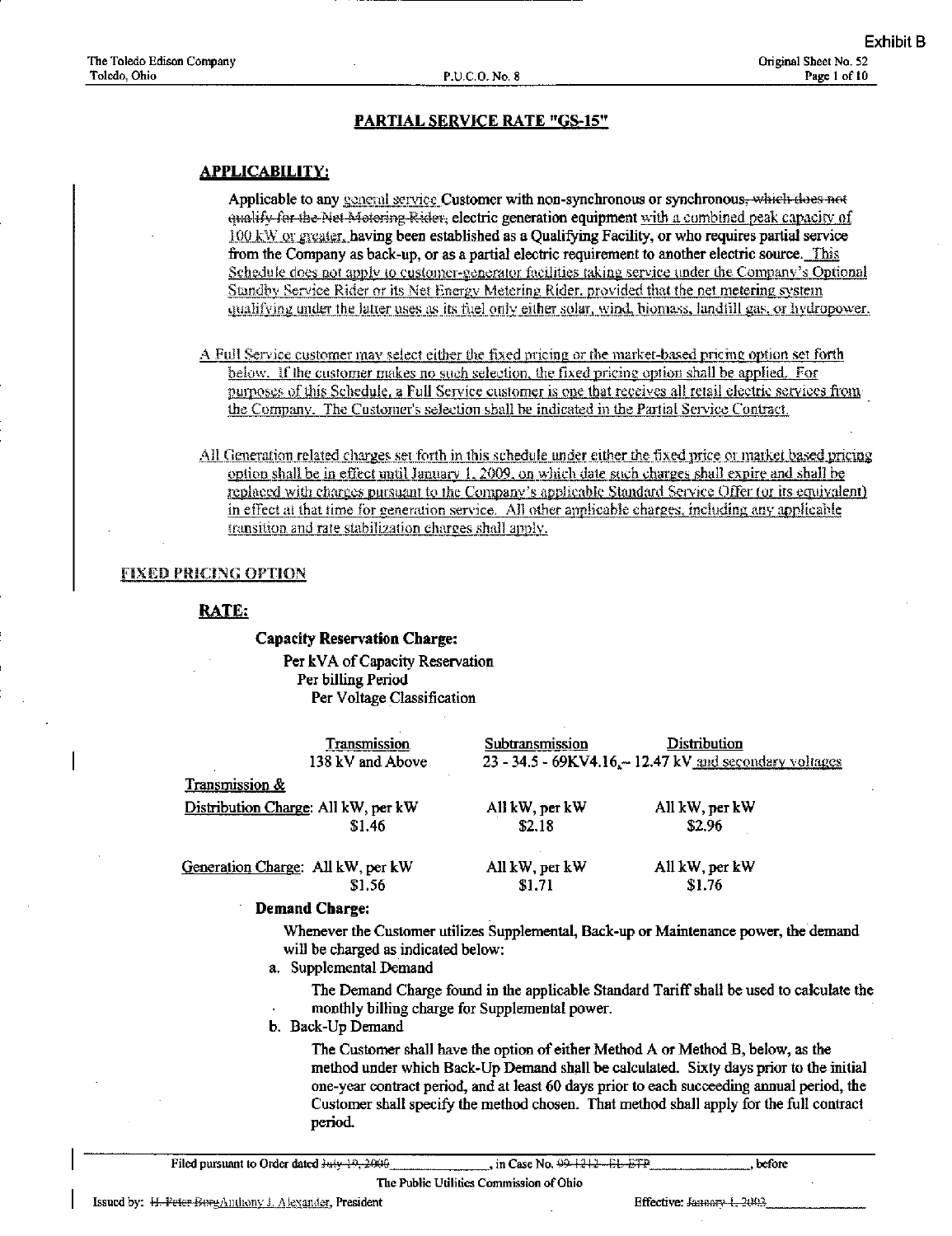Exhibit B

The Toledo Edison Company
Toledo, Ohio

P.U.C.O. No. 8

Original Sheet No. 52

## PARTIAL SERVICE RATE "GS-15"

### APPLICABILITY:

Applicable to any general service Customer with non-synchronous or synchronous, ~~which does not qualify for the Net Metering Rider,~~ electric generation equipment with a combined peak capacity of 100 kW or greater, having been established as a Qualifying Facility, or who requires partial service from the Company as back-up, or as a partial electric requirement to another electric source. This Schedule does not apply to customer-generator facilities taking service under the Company's Optional Standby Service Rider or its Net Energy Metering Rider, provided that the net metering system qualifying under the latter uses as its fuel only either solar, wind, biomass, landfill gas, or hydropower.

A Full Service customer may select either the fixed pricing or the market-based pricing option set forth below. If the customer makes no such selection, the fixed pricing option shall be applied. For purposes of this Schedule, a Full Service customer is one that receives all retail electric services from the Company. The Customer's selection shall be indicated in the Partial Service Contract.

All Generation related charges set forth in this schedule under either the fixed price or market based pricing option shall be in effect until January 1, 2009, on which date such charges shall expire and shall be replaced with charges pursuant to the Company's applicable Standard Service Offer (or its equivalent) in effect at that time for generation service. All other applicable charges, including any applicable transition and rate stabilization charges shall apply.

### FIXED PRICING OPTION

### RATE:

**Capacity Reservation Charge:**

Per kVA of Capacity Reservation
Per billing Period
Per Voltage Classification

| | Transmission 138 kV and Above | Subtransmission 23 - 34.5 - 69KV | Distribution 4.16 – 12.47 kV and secondary voltages |
|---|---|---|---|
| Transmission & Distribution Charge: | All kW, per kW $1.46 | All kW, per kW $2.18 | All kW, per kW $2.96 |
| Generation Charge: | All kW, per kW $1.56 | All kW, per kW $1.71 | All kW, per kW $1.76 |

**Demand Charge:**

Whenever the Customer utilizes Supplemental, Back-up or Maintenance power, the demand will be charged as indicated below:

a. Supplemental Demand

The Demand Charge found in the applicable Standard Tariff shall be used to calculate the monthly billing charge for Supplemental power.

b. Back-Up Demand

The Customer shall have the option of either Method A or Method B, below, as the method under which Back-Up Demand shall be calculated. Sixty days prior to the initial one-year contract period, and at least 60 days prior to each succeeding annual period, the Customer shall specify the method chosen. That method shall apply for the full contract period.

Filed pursuant to Order dated ~~July 19, 2000~~ , in Case No. ~~99-1212-EL-ETP~~ , before The Public Utilities Commission of Ohio

Issued by: ~~H. Peter Burg~~ Anthony J. Alexander, President

Effective: ~~January 1, 2003~~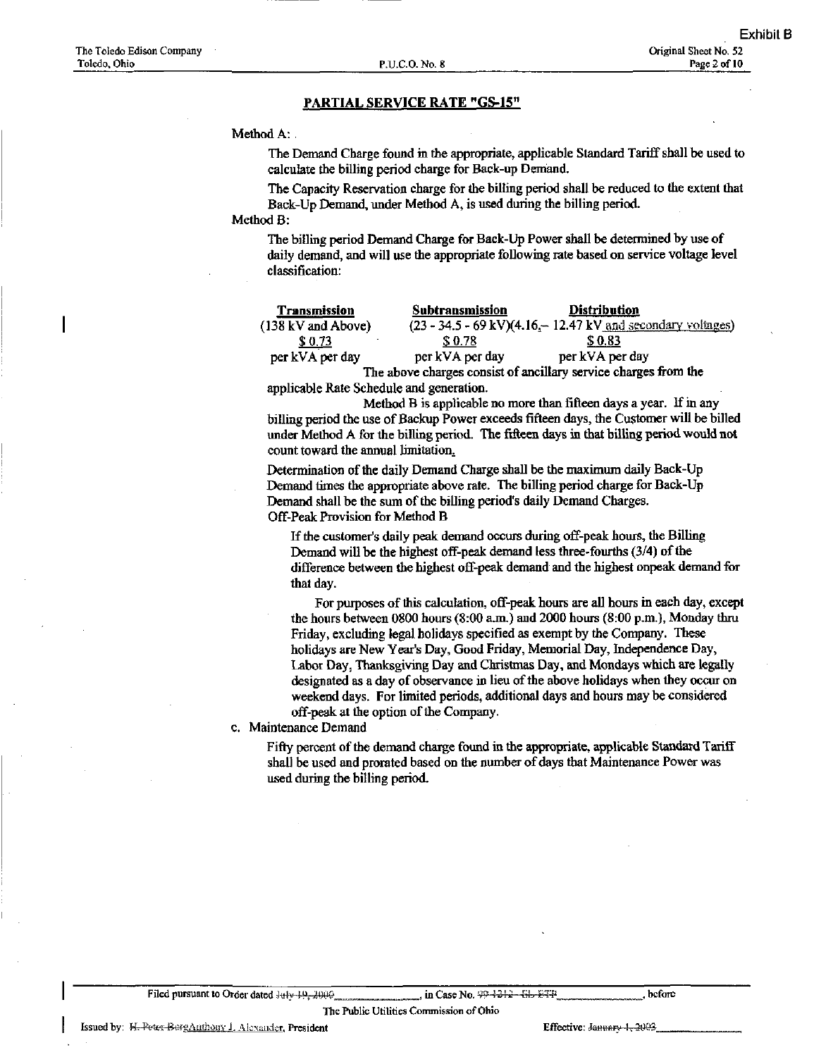## PARTIAL SERVICE RATE "GS-15"

Method A:

The Demand Charge found in the appropriate, applicable Standard Tariff shall be used to calculate the billing period charge for Back-up Demand.

The Capacity Reservation charge for the billing period shall be reduced to the extent that Back-Up Demand, under Method A, is used during the billing period.

Method B:

The billing period Demand Charge for Back-Up Power shall be determined by use of daily demand, and will use the appropriate following rate based on service voltage level classification:

| Transmission | Subtransmission | Distribution |
|---|---|---|
| (138 kV and Above) | (23 - 34.5 - 69 kV) | (4.16,– 12.47 kV and secondary voltages) |
| $ 0.73 | $ 0.78 | $ 0.83 |
| per kVA per day | per kVA per day | per kVA per day |

The above charges consist of ancillary service charges from the applicable Rate Schedule and generation.

Method B is applicable no more than fifteen days a year. If in any billing period the use of Backup Power exceeds fifteen days, the Customer will be billed under Method A for the billing period. The fifteen days in that billing period would not count toward the annual limitation.

Determination of the daily Demand Charge shall be the maximum daily Back-Up Demand times the appropriate above rate. The billing period charge for Back-Up Demand shall be the sum of the billing period's daily Demand Charges.

Off-Peak Provision for Method B

If the customer's daily peak demand occurs during off-peak hours, the Billing Demand will be the highest off-peak demand less three-fourths (3/4) of the difference between the highest off-peak demand and the highest onpeak demand for that day.

For purposes of this calculation, off-peak hours are all hours in each day, except the hours between 0800 hours (8:00 a.m.) and 2000 hours (8:00 p.m.), Monday thru Friday, excluding legal holidays specified as exempt by the Company. These holidays are New Year's Day, Good Friday, Memorial Day, Independence Day, Labor Day, Thanksgiving Day and Christmas Day, and Mondays which are legally designated as a day of observance in lieu of the above holidays when they occur on weekend days. For limited periods, additional days and hours may be considered off-peak at the option of the Company.

c. Maintenance Demand

Fifty percent of the demand charge found in the appropriate, applicable Standard Tariff shall be used and prorated based on the number of days that Maintenance Power was used during the billing period.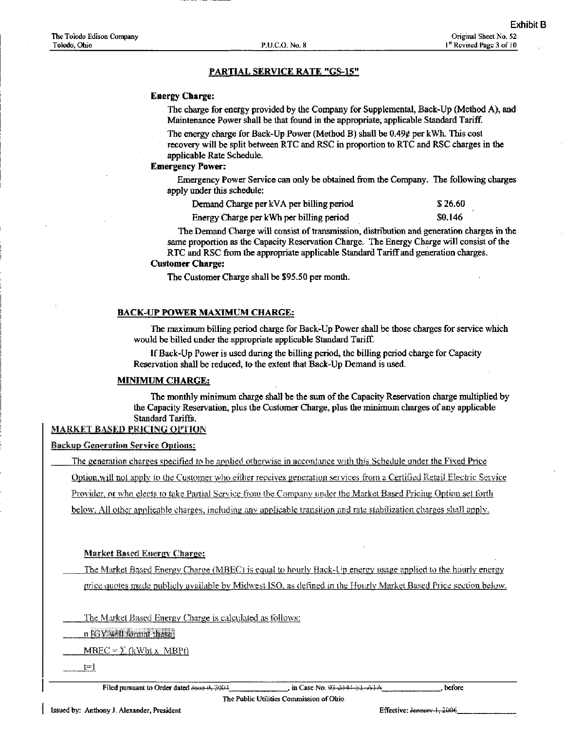Exhibit B

## PARTIAL SERVICE RATE "GS-15"

**Energy Charge:**

The charge for energy provided by the Company for Supplemental, Back-Up (Method A), and Maintenance Power shall be that found in the appropriate, applicable Standard Tariff.

The energy charge for Back-Up Power (Method B) shall be 0.49¢ per kWh. This cost recovery will be split between RTC and RSC in proportion to RTC and RSC charges in the applicable Rate Schedule.

**Emergency Power:**

Emergency Power Service can only be obtained from the Company. The following charges apply under this schedule:

| | |
|---|---|
| Demand Charge per kVA per billing period | \$ 26.60 |
| Energy Charge per kWh per billing period | \$0.146 |

The Demand Charge will consist of transmission, distribution and generation charges in the same proportion as the Capacity Reservation Charge. The Energy Charge will consist of the RTC and RSC from the appropriate applicable Standard Tariff and generation charges.

**Customer Charge:**

The Customer Charge shall be \$95.50 per month.

### BACK-UP POWER MAXIMUM CHARGE:

The maximum billing period charge for Back-Up Power shall be those charges for service which would be billed under the appropriate applicable Standard Tariff.

If Back-Up Power is used during the billing period, the billing period charge for Capacity Reservation shall be reduced, to the extent that Back-Up Demand is used.

### MINIMUM CHARGE:

The monthly minimum charge shall be the sum of the Capacity Reservation charge multiplied by the Capacity Reservation, plus the Customer Charge, plus the minimum charges of any applicable Standard Tariffs.

### MARKET BASED PRICING OPTION

**Backup Generation Service Options:**

The generation charges specified to be applied otherwise in accordance with this Schedule under the Fixed Price Option, will not apply to the Customer who either receives generation services from a Certified Retail Electric Service Provider, or who elects to take Partial Service from the Company under the Market Based Pricing Option set forth below. All other applicable charges, including any applicable transition and rate stabilization charges shall apply.

**Market Based Energy Charge:**

The Market Based Energy Charge (MBEC) is equal to hourly Back-Up energy usage applied to the hourly energy price quotes made publicly available by Midwest ISO, as defined in the Hourly Market Based Price section below.

The Market Based Energy Charge is calculated as follows:

n FGY will format these

$$MBEC = \sum_{t=1}^{n} (kWht \times MBPt)$$

Filed pursuant to Order dated ~~June 4, 2004~~\_\_\_\_\_\_\_\_\_\_, in Case No. ~~03-2144-EL-ATA~~\_\_\_\_\_\_\_\_\_\_, before The Public Utilities Commission of Ohio

Issued by: Anthony J. Alexander, President

Effective: ~~January 1, 2006~~\_\_\_\_\_\_\_\_\_\_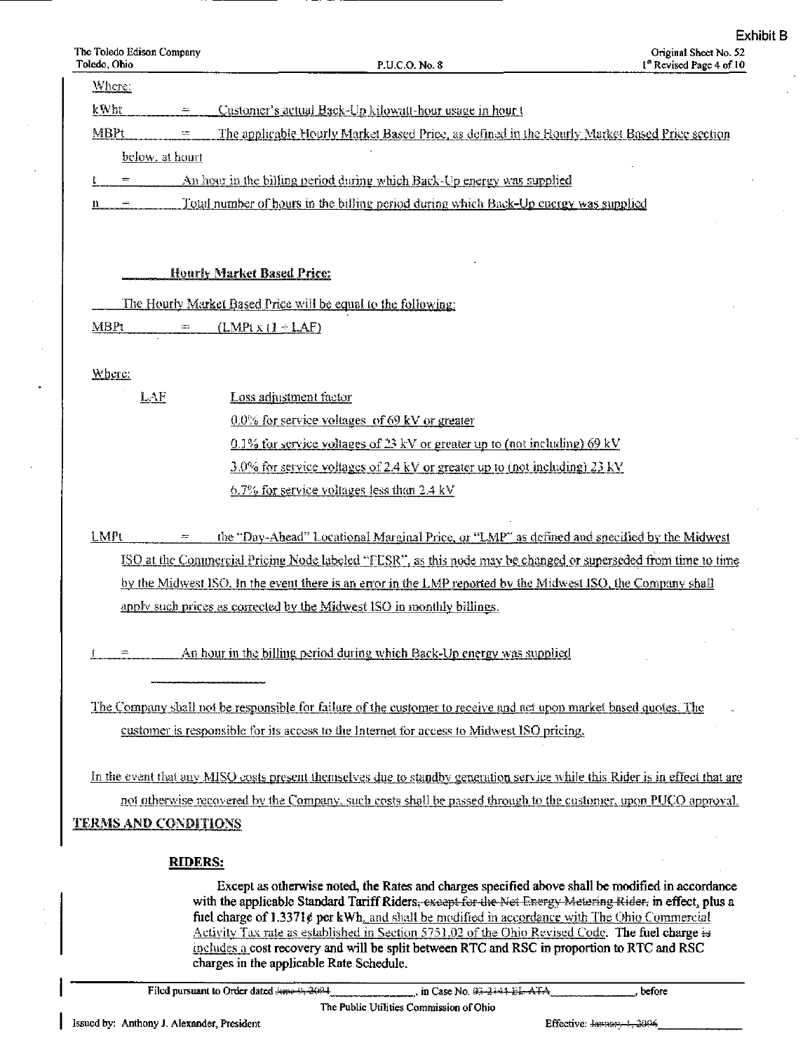Exhibit B

Where:

kWht = Customer's actual Back-Up kilowatt-hour usage in hour t

MBPt = The applicable Hourly Market Based Price, as defined in the Hourly Market Based Price section below, at hour t

t = An hour in the billing period during which Back-Up energy was supplied

n = Total number of hours in the billing period during which Back-Up energy was supplied

**Hourly Market Based Price:**

The Hourly Market Based Price will be equal to the following:

MBPt = (LMPt x (1 + LAF)

Where:

LAF Loss adjustment factor

0.0% for service voltages of 69 kV or greater

0.1% for service voltages of 23 kV or greater up to (not including) 69 kV

3.0% for service voltages of 2.4 kV or greater up to (not including) 23 kV

6.7% for service voltages less than 2.4 kV

LMPt = the "Day-Ahead" Locational Marginal Price, or "LMP" as defined and specified by the Midwest ISO at the Commercial Pricing Node labeled "FESR", as this node may be changed or superseded from time to time by the Midwest ISO. In the event there is an error in the LMP reported by the Midwest ISO, the Company shall apply such prices as corrected by the Midwest ISO in monthly billings.

t = An hour in the billing period during which Back-Up energy was supplied

---

The Company shall not be responsible for failure of the customer to receive and act upon market based quotes. The customer is responsible for its access to the Internet for access to Midwest ISO pricing.

In the event that any MISO costs present themselves due to standby generation service while this Rider is in effect that are not otherwise recovered by the Company, such costs shall be passed through to the customer, upon PUCO approval.

## TERMS AND CONDITIONS

**RIDERS:**

**Except as otherwise noted, the Rates and charges specified above shall be modified in accordance with the applicable Standard Tariff Riders~~, except for the Net Energy Metering Rider,~~ in effect, plus a fuel charge of 1.3371¢ per kWh**, and shall be modified in accordance with The Ohio Commercial Activity Tax rate as established in Section 5751.02 of the Ohio Revised Code. **The fuel charge ~~is~~** includes a **cost recovery and will be split between RTC and RSC in proportion to RTC and RSC charges in the applicable Rate Schedule.**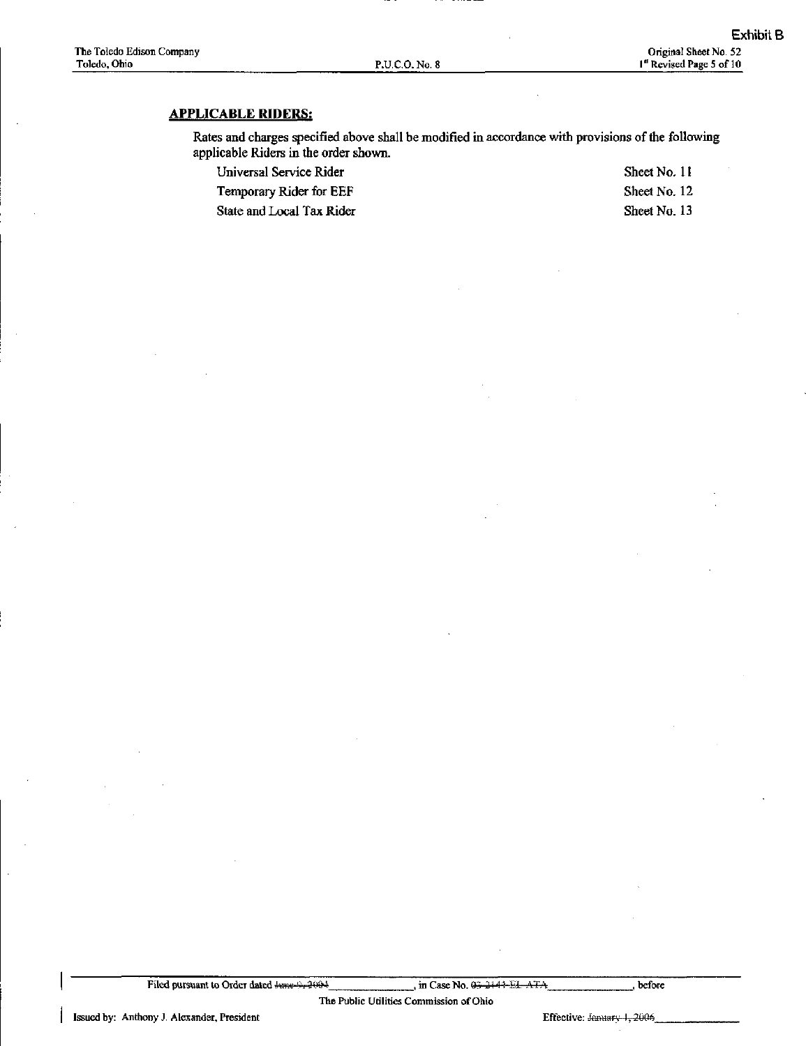**APPLICABLE RIDERS:**

Rates and charges specified above shall be modified in accordance with provisions of the following applicable Riders in the order shown.

| | |
|---|---|
| Universal Service Rider | Sheet No. 11 |
| Temporary Rider for EEF | Sheet No. 12 |
| State and Local Tax Rider | Sheet No. 13 |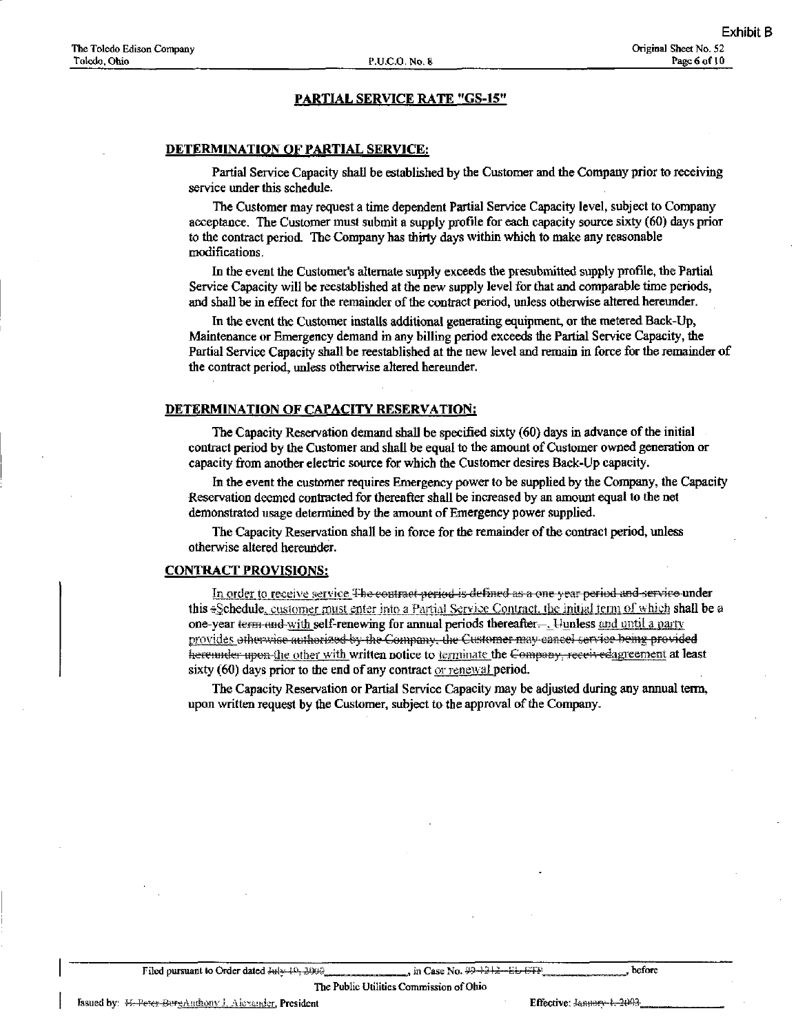Exhibit B

The Toledo Edison Company
Toledo, Ohio

P.U.C.O. No. 8

Original Sheet No. 52

## PARTIAL SERVICE RATE "GS-15"

### DETERMINATION OF PARTIAL SERVICE:

Partial Service Capacity shall be established by the Customer and the Company prior to receiving service under this schedule.

The Customer may request a time dependent Partial Service Capacity level, subject to Company acceptance. The Customer must submit a supply profile for each capacity source sixty (60) days prior to the contract period. The Company has thirty days within which to make any reasonable modifications.

In the event the Customer's alternate supply exceeds the presubmitted supply profile, the Partial Service Capacity will be reestablished at the new supply level for that and comparable time periods, and shall be in effect for the remainder of the contract period, unless otherwise altered hereunder.

In the event the Customer installs additional generating equipment, or the metered Back-Up, Maintenance or Emergency demand in any billing period exceeds the Partial Service Capacity, the Partial Service Capacity shall be reestablished at the new level and remain in force for the remainder of the contract period, unless otherwise altered hereunder.

### DETERMINATION OF CAPACITY RESERVATION:

The Capacity Reservation demand shall be specified sixty (60) days in advance of the initial contract period by the Customer and shall be equal to the amount of Customer owned generation or capacity from another electric source for which the Customer desires Back-Up capacity.

In the event the customer requires Emergency power to be supplied by the Company, the Capacity Reservation deemed contracted for thereafter shall be increased by an amount equal to the net demonstrated usage determined by the amount of Emergency power supplied.

The Capacity Reservation shall be in force for the remainder of the contract period, unless otherwise altered hereunder.

### CONTRACT PROVISIONS:

In order to receive service ~~The contract period is defined as a one year period and service~~ under this ~~s~~Schedule, customer must enter into a Partial Service Contract, the initial term of which shall be a one-year ~~term and~~ with self-renewing for annual periods thereafter~~.~~. ~~U~~unless and until a party provides ~~otherwise authorized by the Company, the Customer may cancel service being provided hereunder upon~~ the other with written notice to terminate the ~~Company, receive~~dagreement at least sixty (60) days prior to the end of any contract or renewal period.

The Capacity Reservation or Partial Service Capacity may be adjusted during any annual term, upon written request by the Customer, subject to the approval of the Company.

Filed pursuant to Order dated ~~July 19, 2000~~\_\_\_\_\_\_\_\_\_\_, in Case No. ~~99-1212-EL-ETP~~\_\_\_\_\_\_\_\_\_\_, before
The Public Utilities Commission of Ohio

Issued by: ~~H. Peter Burg~~Anthony J. Alexander, President

Effective: ~~January 1, 2001~~\_\_\_\_\_\_\_\_\_\_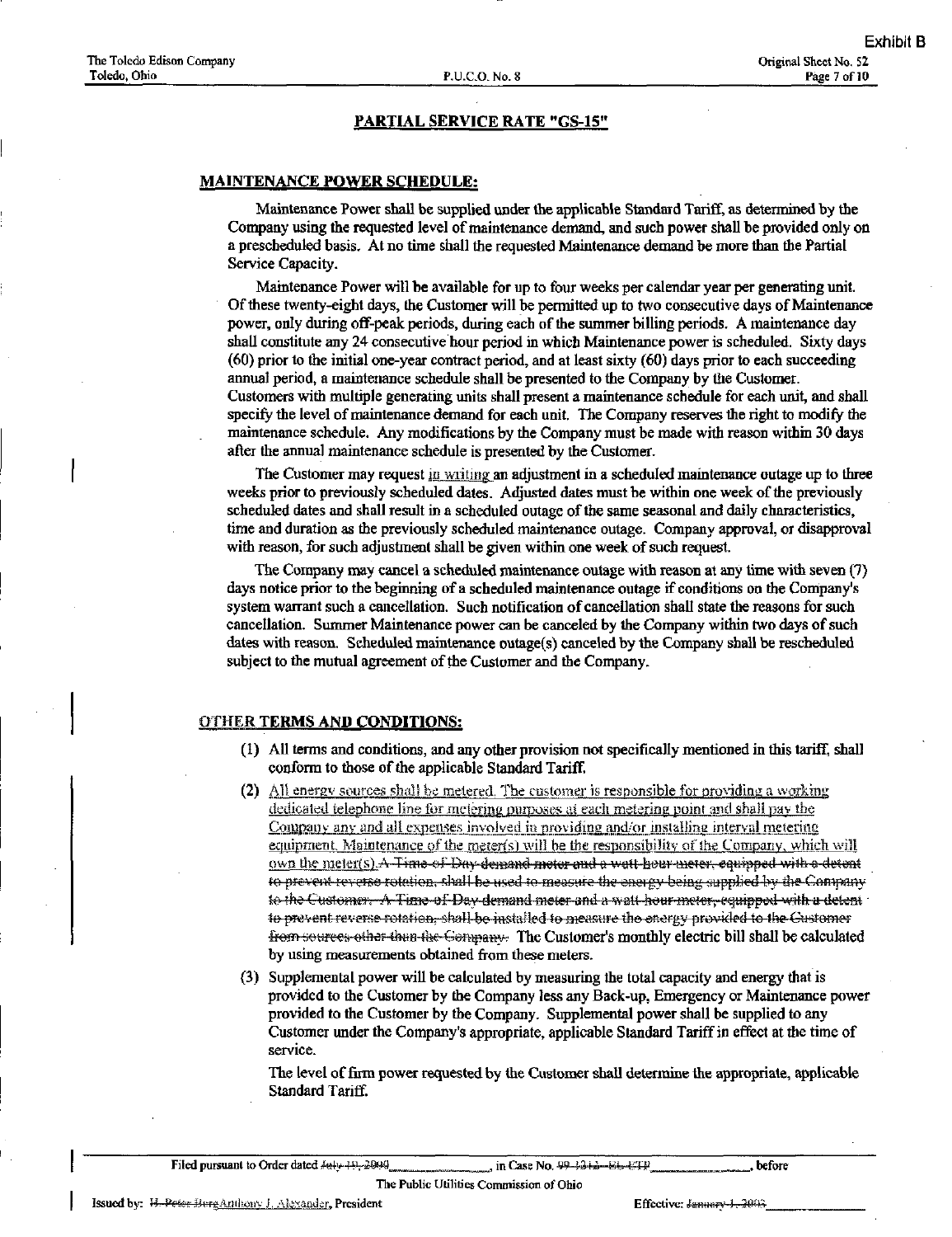## PARTIAL SERVICE RATE "GS-15"

### MAINTENANCE POWER SCHEDULE:

Maintenance Power shall be supplied under the applicable Standard Tariff, as determined by the Company using the requested level of maintenance demand, and such power shall be provided only on a prescheduled basis. At no time shall the requested Maintenance demand be more than the Partial Service Capacity.

Maintenance Power will be available for up to four weeks per calendar year per generating unit. Of these twenty-eight days, the Customer will be permitted up to two consecutive days of Maintenance power, only during off-peak periods, during each of the summer billing periods. A maintenance day shall constitute any 24 consecutive hour period in which Maintenance power is scheduled. Sixty days (60) prior to the initial one-year contract period, and at least sixty (60) days prior to each succeeding annual period, a maintenance schedule shall be presented to the Company by the Customer. Customers with multiple generating units shall present a maintenance schedule for each unit, and shall specify the level of maintenance demand for each unit. The Company reserves the right to modify the maintenance schedule. Any modifications by the Company must be made with reason within 30 days after the annual maintenance schedule is presented by the Customer.

The Customer may request in writing an adjustment in a scheduled maintenance outage up to three weeks prior to previously scheduled dates. Adjusted dates must be within one week of the previously scheduled dates and shall result in a scheduled outage of the same seasonal and daily characteristics, time and duration as the previously scheduled maintenance outage. Company approval, or disapproval with reason, for such adjustment shall be given within one week of such request.

The Company may cancel a scheduled maintenance outage with reason at any time with seven (7) days notice prior to the beginning of a scheduled maintenance outage if conditions on the Company's system warrant such a cancellation. Such notification of cancellation shall state the reasons for such cancellation. Summer Maintenance power can be canceled by the Company within two days of such dates with reason. Scheduled maintenance outage(s) canceled by the Company shall be rescheduled subject to the mutual agreement of the Customer and the Company.

### OTHER TERMS AND CONDITIONS:

(1) All terms and conditions, and any other provision not specifically mentioned in this tariff, shall conform to those of the applicable Standard Tariff.

(2) All energy sources shall be metered. The customer is responsible for providing a working dedicated telephone line for metering purposes at each metering point and shall pay the Company any and all expenses involved in providing and/or installing interval metering equipment. Maintenance of the meter(s) will be the responsibility of the Company, which will own the meter(s). ~~A Time-of-Day demand meter and a watt-hour meter, equipped with a detent to prevent reverse rotation, shall be used to measure the energy being supplied by the Company to the Customer. A Time-of-Day demand meter and a watt-hour meter, equipped with a detent to prevent reverse rotation, shall be installed to measure the energy provided to the Customer from sources other than the Company.~~ The Customer's monthly electric bill shall be calculated by using measurements obtained from these meters.

(3) Supplemental power will be calculated by measuring the total capacity and energy that is provided to the Customer by the Company less any Back-up, Emergency or Maintenance power provided to the Customer by the Company. Supplemental power shall be supplied to any Customer under the Company's appropriate, applicable Standard Tariff in effect at the time of service.

The level of firm power requested by the Customer shall determine the appropriate, applicable Standard Tariff.

Filed pursuant to Order dated ~~July 19, 2000~~ \_\_\_\_\_\_\_\_, in Case No. ~~99-1212-EL-ETP~~ \_\_\_\_\_\_\_\_, before The Public Utilities Commission of Ohio

Issued by: ~~H. Peter Burg~~ Anthony J. Alexander, President

Effective: ~~January 1, 2001~~ \_\_\_\_\_\_\_\_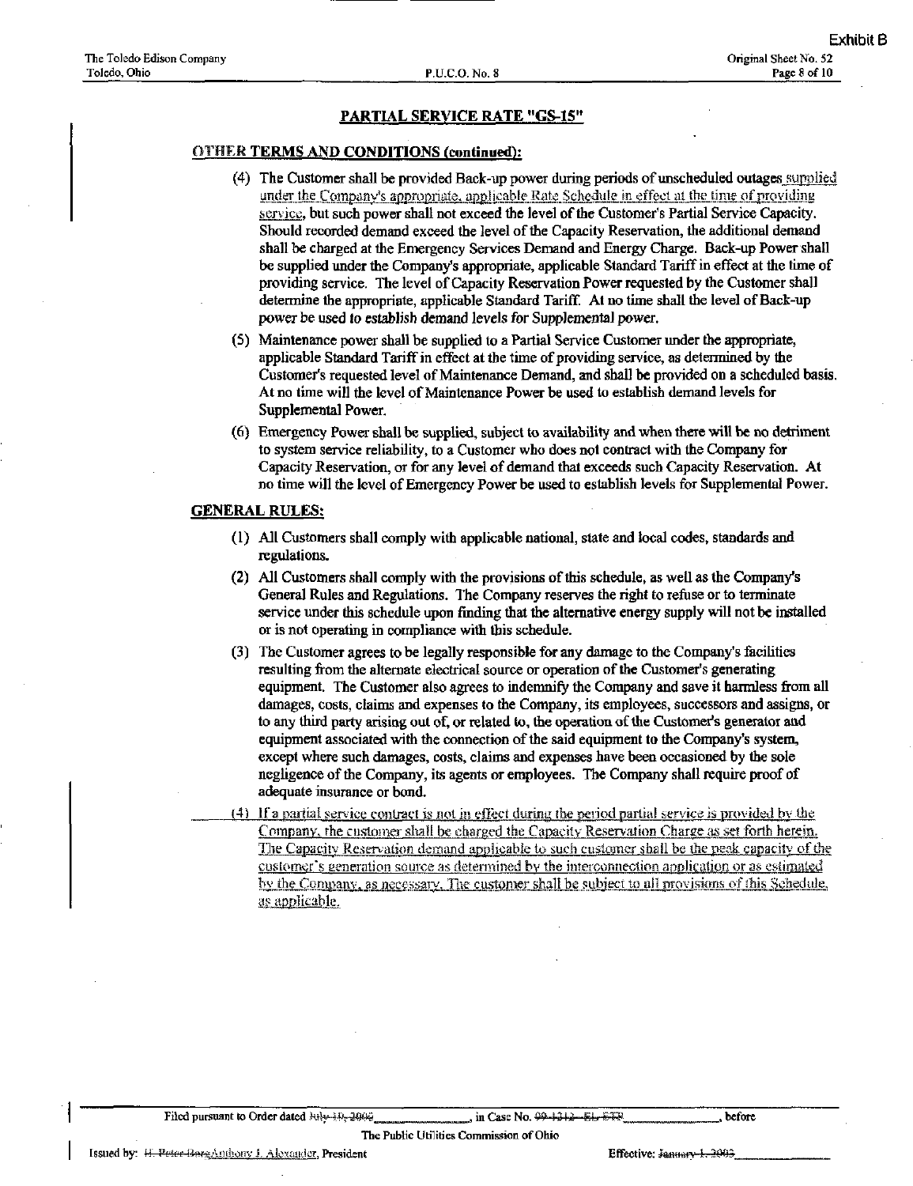Exhibit B

The Toledo Edison Company
Toledo, Ohio

P.U.C.O. No. 8

Original Sheet No. 52

## PARTIAL SERVICE RATE "GS-15"

### OTHER TERMS AND CONDITIONS (continued):

(4) The Customer shall be provided Back-up power during periods of unscheduled outages supplied under the Company's appropriate, applicable Rate Schedule in effect at the time of providing service, but such power shall not exceed the level of the Customer's Partial Service Capacity. Should recorded demand exceed the level of the Capacity Reservation, the additional demand shall be charged at the Emergency Services Demand and Energy Charge. Back-up Power shall be supplied under the Company's appropriate, applicable Standard Tariff in effect at the time of providing service. The level of Capacity Reservation Power requested by the Customer shall determine the appropriate, applicable Standard Tariff. At no time shall the level of Back-up power be used to establish demand levels for Supplemental power.

(5) Maintenance power shall be supplied to a Partial Service Customer under the appropriate, applicable Standard Tariff in effect at the time of providing service, as determined by the Customer's requested level of Maintenance Demand, and shall be provided on a scheduled basis. At no time will the level of Maintenance Power be used to establish demand levels for Supplemental Power.

(6) Emergency Power shall be supplied, subject to availability and when there will be no detriment to system service reliability, to a Customer who does not contract with the Company for Capacity Reservation, or for any level of demand that exceeds such Capacity Reservation. At no time will the level of Emergency Power be used to establish levels for Supplemental Power.

### GENERAL RULES:

(1) All Customers shall comply with applicable national, state and local codes, standards and regulations.

(2) All Customers shall comply with the provisions of this schedule, as well as the Company's General Rules and Regulations. The Company reserves the right to refuse or to terminate service under this schedule upon finding that the alternative energy supply will not be installed or is not operating in compliance with this schedule.

(3) The Customer agrees to be legally responsible for any damage to the Company's facilities resulting from the alternate electrical source or operation of the Customer's generating equipment. The Customer also agrees to indemnify the Company and save it harmless from all damages, costs, claims and expenses to the Company, its employees, successors and assigns, or to any third party arising out of, or related to, the operation of the Customer's generator and equipment associated with the connection of the said equipment to the Company's system, except where such damages, costs, claims and expenses have been occasioned by the sole negligence of the Company, its agents or employees. The Company shall require proof of adequate insurance or bond.

(4) If a partial service contract is not in effect during the period partial service is provided by the Company, the customer shall be charged the Capacity Reservation Charge as set forth herein. The Capacity Reservation demand applicable to such customer shall be the peak capacity of the customer's generation source as determined by the interconnection application or as estimated by the Company, as necessary. The customer shall be subject to all provisions of this Schedule, as applicable.

Filed pursuant to Order dated ~~July 10, 2002~~ \_\_\_\_\_\_\_\_, in Case No. ~~99-1212-EL-ETP~~ \_\_\_\_\_\_\_\_, before

The Public Utilities Commission of Ohio

Issued by: ~~H. Peter Burg~~ Anthony J. Alexander, President

Effective: ~~January 1, 2002~~ \_\_\_\_\_\_\_\_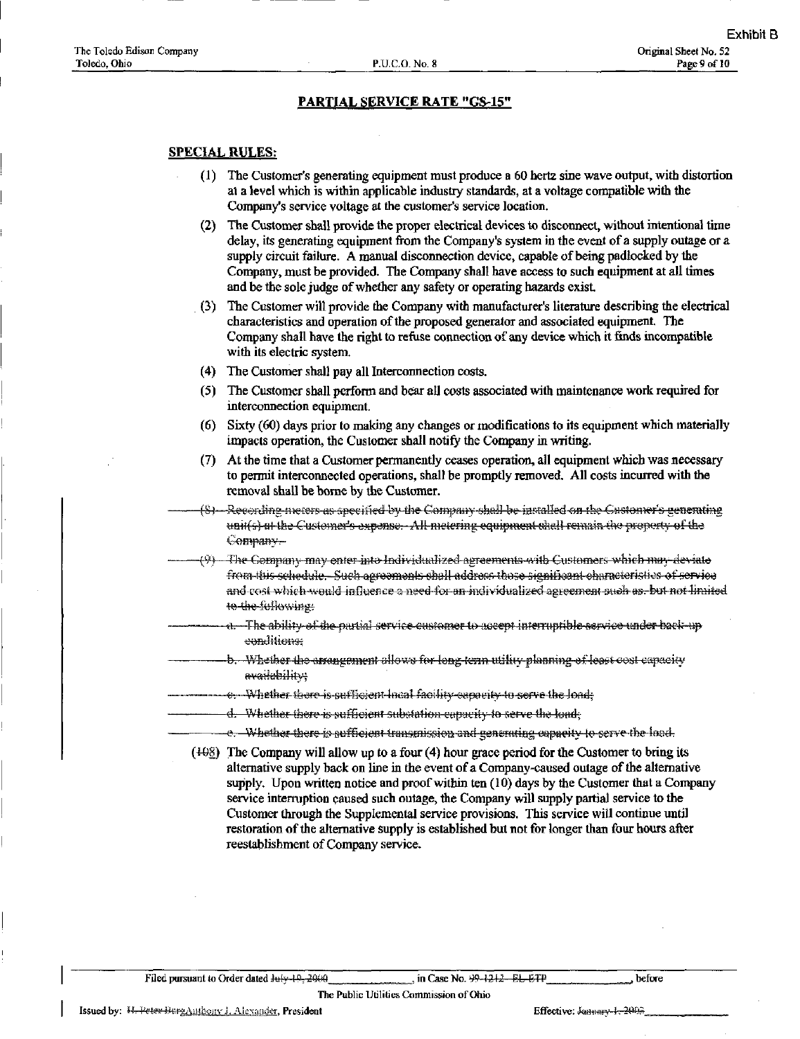## PARTIAL SERVICE RATE "GS-15"

### SPECIAL RULES:

(1) The Customer's generating equipment must produce a 60 hertz sine wave output, with distortion at a level which is within applicable industry standards, at a voltage compatible with the Company's service voltage at the customer's service location.

(2) The Customer shall provide the proper electrical devices to disconnect, without intentional time delay, its generating equipment from the Company's system in the event of a supply outage or a supply circuit failure. A manual disconnection device, capable of being padlocked by the Company, must be provided. The Company shall have access to such equipment at all times and be the sole judge of whether any safety or operating hazards exist.

(3) The Customer will provide the Company with manufacturer's literature describing the electrical characteristics and operation of the proposed generator and associated equipment. The Company shall have the right to refuse connection of any device which it finds incompatible with its electric system.

(4) The Customer shall pay all Interconnection costs.

(5) The Customer shall perform and bear all costs associated with maintenance work required for interconnection equipment.

(6) Sixty (60) days prior to making any changes or modifications to its equipment which materially impacts operation, the Customer shall notify the Company in writing.

(7) At the time that a Customer permanently ceases operation, all equipment which was necessary to permit interconnected operations, shall be promptly removed. All costs incurred with the removal shall be borne by the Customer.

~~(8) Recording meters as specified by the Company shall be installed on the Customer's generating unit(s) at the Customer's expense. All metering equipment shall remain the property of the Company.~~

~~(9) The Company may enter into Individualized agreements with Customers which may deviate from this schedule. Such agreements shall address those significant characteristics of service and cost which would influence a need for an individualized agreement such as, but not limited to the following:~~

~~a. The ability of the partial service customer to accept interruptible service under back-up conditions;~~

~~b. Whether the arrangement allows for long-term utility planning of least cost capacity availability;~~

~~c. Whether there is sufficient local facility capacity to serve the load;~~

~~d. Whether there is sufficient substation capacity to serve the load;~~

~~e. Whether there is sufficient transmission and generating capacity to serve the load.~~

(~~10~~8) The Company will allow up to a four (4) hour grace period for the Customer to bring its alternative supply back on line in the event of a Company-caused outage of the alternative supply. Upon written notice and proof within ten (10) days by the Customer that a Company service interruption caused such outage, the Company will supply partial service to the Customer through the Supplemental service provisions. This service will continue until restoration of the alternative supply is established but not for longer than four hours after reestablishment of Company service.

Filed pursuant to Order dated ~~July 19, 2000~~ \_\_\_\_\_\_\_\_, in Case No. ~~99-1212 - EL-ETP~~ \_\_\_\_\_\_\_\_, before The Public Utilities Commission of Ohio

Issued by: ~~H. Peter Burg~~Anthony J. Alexander, President

Effective: ~~January 1, 2002~~ \_\_\_\_\_\_\_\_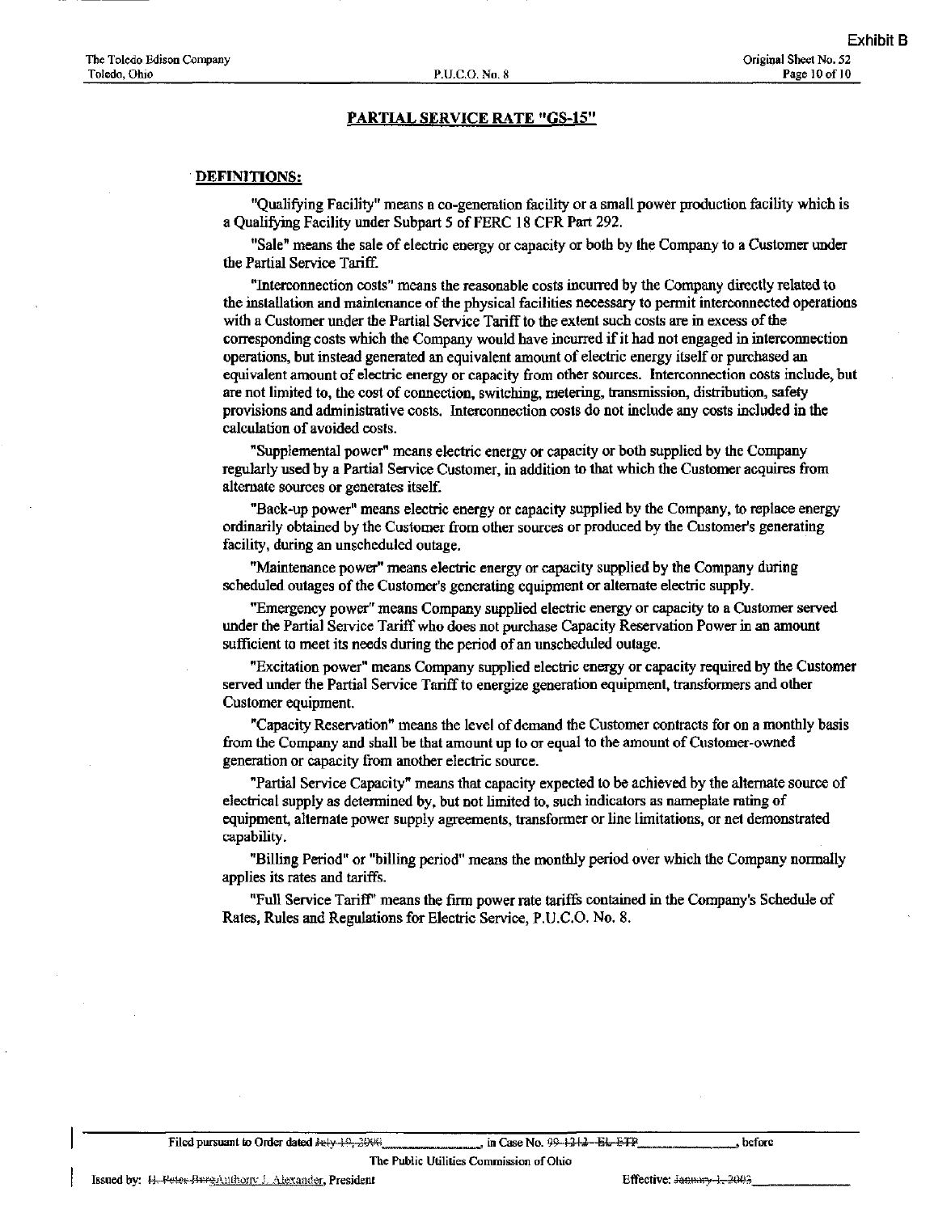## PARTIAL SERVICE RATE "GS-15"

### DEFINITIONS:

"Qualifying Facility" means a co-generation facility or a small power production facility which is a Qualifying Facility under Subpart 5 of FERC 18 CFR Part 292.

"Sale" means the sale of electric energy or capacity or both by the Company to a Customer under the Partial Service Tariff.

"Interconnection costs" means the reasonable costs incurred by the Company directly related to the installation and maintenance of the physical facilities necessary to permit interconnected operations with a Customer under the Partial Service Tariff to the extent such costs are in excess of the corresponding costs which the Company would have incurred if it had not engaged in interconnection operations, but instead generated an equivalent amount of electric energy itself or purchased an equivalent amount of electric energy or capacity from other sources. Interconnection costs include, but are not limited to, the cost of connection, switching, metering, transmission, distribution, safety provisions and administrative costs. Interconnection costs do not include any costs included in the calculation of avoided costs.

"Supplemental power" means electric energy or capacity or both supplied by the Company regularly used by a Partial Service Customer, in addition to that which the Customer acquires from alternate sources or generates itself.

"Back-up power" means electric energy or capacity supplied by the Company, to replace energy ordinarily obtained by the Customer from other sources or produced by the Customer's generating facility, during an unscheduled outage.

"Maintenance power" means electric energy or capacity supplied by the Company during scheduled outages of the Customer's generating equipment or alternate electric supply.

"Emergency power" means Company supplied electric energy or capacity to a Customer served under the Partial Service Tariff who does not purchase Capacity Reservation Power in an amount sufficient to meet its needs during the period of an unscheduled outage.

"Excitation power" means Company supplied electric energy or capacity required by the Customer served under the Partial Service Tariff to energize generation equipment, transformers and other Customer equipment.

"Capacity Reservation" means the level of demand the Customer contracts for on a monthly basis from the Company and shall be that amount up to or equal to the amount of Customer-owned generation or capacity from another electric source.

"Partial Service Capacity" means that capacity expected to be achieved by the alternate source of electrical supply as determined by, but not limited to, such indicators as nameplate rating of equipment, alternate power supply agreements, transformer or line limitations, or net demonstrated capability.

"Billing Period" or "billing period" means the monthly period over which the Company normally applies its rates and tariffs.

"Full Service Tariff" means the firm power rate tariffs contained in the Company's Schedule of Rates, Rules and Regulations for Electric Service, P.U.C.O. No. 8.

Filed pursuant to Order dated ~~July 10, 2000~~ \_\_\_\_\_\_\_\_\_\_\_\_, in Case No. ~~99-1212-EL-ETP~~ \_\_\_\_\_\_\_\_\_\_\_\_, before The Public Utilities Commission of Ohio

Issued by: ~~H. Peter Burg~~Anthony J. Alexander, President

Effective: ~~January 1, 2003~~ \_\_\_\_\_\_\_\_\_\_\_\_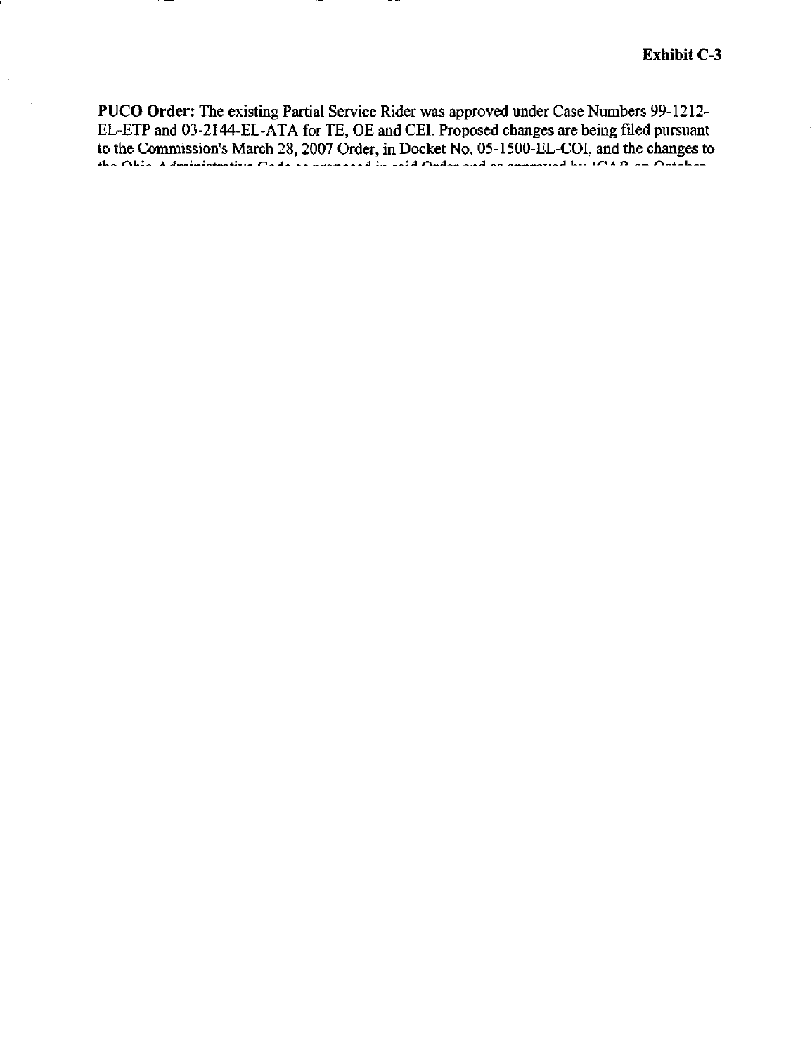**Exhibit C-3**

**PUCO Order:** The existing Partial Service Rider was approved under Case Numbers 99-1212-EL-ETP and 03-2144-EL-ATA for TE, OE and CEI. Proposed changes are being filed pursuant to the Commission's March 28, 2007 Order, in Docket No. 05-1500-EL-COI, and the changes to the Ohio Administrative Code as proposed in said Order and as approved by JCAR on October